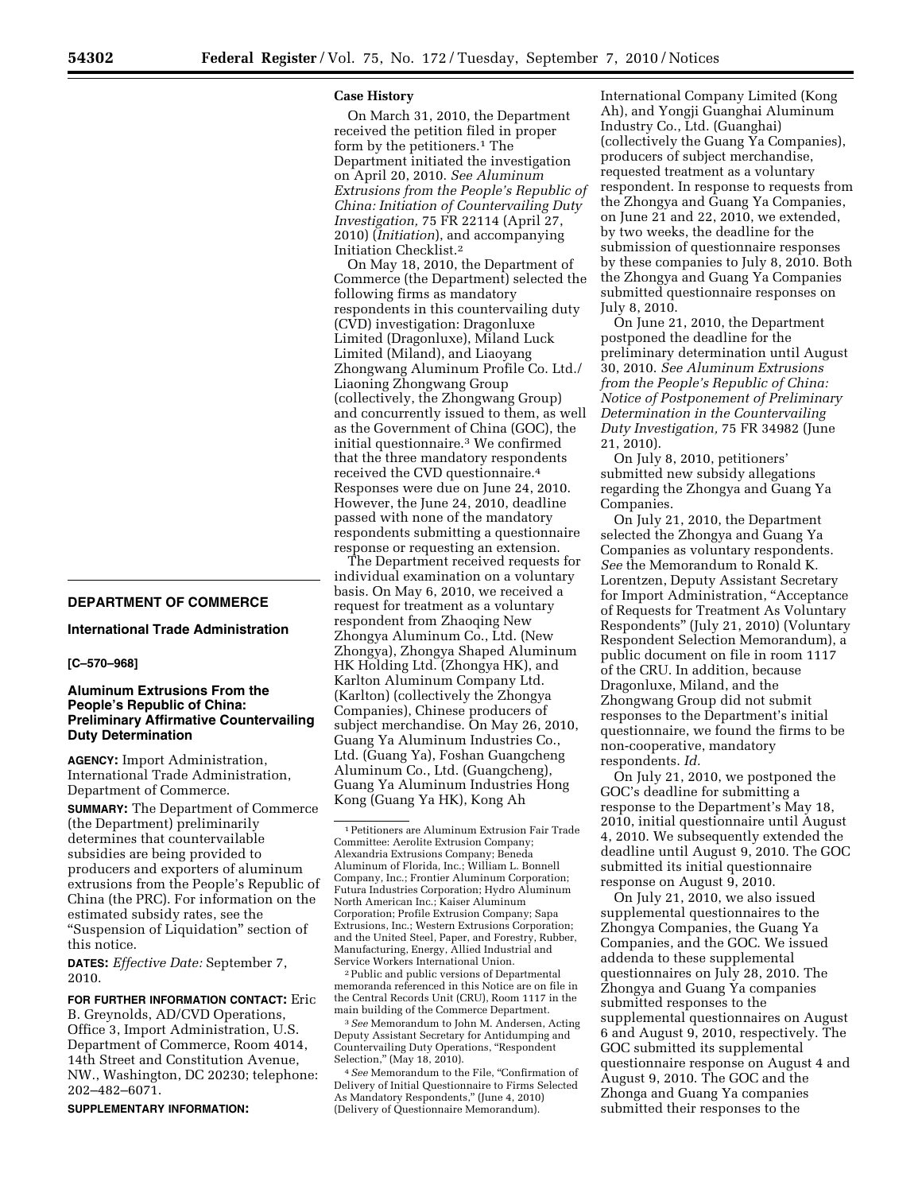## DEPARTMENT OF COMMERCE

### International Trade Administration

**[C–570–968]**

### Aluminum Extrusions From the People's Republic of China: Preliminary Affirmative Countervailing Duty Determination

**AGENCY:** Import Administration, International Trade Administration, Department of Commerce.

**SUMMARY:** The Department of Commerce (the Department) preliminarily determines that countervailable subsidies are being provided to producers and exporters of aluminum extrusions from the People's Republic of China (the PRC). For information on the estimated subsidy rates, see the "Suspension of Liquidation" section of this notice.

**DATES:** *Effective Date:* September 7, 2010.

**FOR FURTHER INFORMATION CONTACT:** Eric B. Greynolds, AD/CVD Operations, Office 3, Import Administration, U.S. Department of Commerce, Room 4014, 14th Street and Constitution Avenue, NW., Washington, DC 20230; telephone: 202–482–6071.

**SUPPLEMENTARY INFORMATION:**

**Case History**

On March 31, 2010, the Department received the petition filed in proper form by the petitioners.[1] The Department initiated the investigation on April 20, 2010. *See Aluminum Extrusions from the People's Republic of China: Initiation of Countervailing Duty Investigation,* 75 FR 22114 (April 27, 2010) (*Initiation*), and accompanying Initiation Checklist.[2]

On May 18, 2010, the Department of Commerce (the Department) selected the following firms as mandatory respondents in this countervailing duty (CVD) investigation: Dragonluxe Limited (Dragonluxe), Miland Luck Limited (Miland), and Liaoyang Zhongwang Aluminum Profile Co. Ltd./Liaoning Zhongwang Group (collectively, the Zhongwang Group) and concurrently issued to them, as well as the Government of China (GOC), the initial questionnaire.[3] We confirmed that the three mandatory respondents received the CVD questionnaire.[4] Responses were due on June 24, 2010. However, the June 24, 2010, deadline passed with none of the mandatory respondents submitting a questionnaire response or requesting an extension.

The Department received requests for individual examination on a voluntary basis. On May 6, 2010, we received a request for treatment as a voluntary respondent from Zhaoqing New Zhongya Aluminum Co., Ltd. (New Zhongya), Zhongya Shaped Aluminum HK Holding Ltd. (Zhongya HK), and Karlton Aluminum Company Ltd. (Karlton) (collectively the Zhongya Companies), Chinese producers of subject merchandise. On May 26, 2010, Guang Ya Aluminum Industries Co., Ltd. (Guang Ya), Foshan Guangcheng Aluminum Co., Ltd. (Guangcheng), Guang Ya Aluminum Industries Hong Kong (Guang Ya HK), Kong Ah International Company Limited (Kong Ah), and Yongji Guanghai Aluminum Industry Co., Ltd. (Guanghai) (collectively the Guang Ya Companies), producers of subject merchandise, requested treatment as a voluntary respondent. In response to requests from the Zhongya and Guang Ya Companies, on June 21 and 22, 2010, we extended, by two weeks, the deadline for the submission of questionnaire responses by these companies to July 8, 2010. Both the Zhongya and Guang Ya Companies submitted questionnaire responses on July 8, 2010.

On June 21, 2010, the Department postponed the deadline for the preliminary determination until August 30, 2010. *See Aluminum Extrusions from the People's Republic of China: Notice of Postponement of Preliminary Determination in the Countervailing Duty Investigation,* 75 FR 34982 (June 21, 2010).

On July 8, 2010, petitioners' submitted new subsidy allegations regarding the Zhongya and Guang Ya Companies.

On July 21, 2010, the Department selected the Zhongya and Guang Ya Companies as voluntary respondents. *See* the Memorandum to Ronald K. Lorentzen, Deputy Assistant Secretary for Import Administration, "Acceptance of Requests for Treatment As Voluntary Respondents" (July 21, 2010) (Voluntary Respondent Selection Memorandum), a public document on file in room 1117 of the CRU. In addition, because Dragonluxe, Miland, and the Zhongwang Group did not submit responses to the Department's initial questionnaire, we found the firms to be non-cooperative, mandatory respondents. *Id.*

On July 21, 2010, we postponed the GOC's deadline for submitting a response to the Department's May 18, 2010, initial questionnaire until August 4, 2010. We subsequently extended the deadline until August 9, 2010. The GOC submitted its initial questionnaire response on August 9, 2010.

On July 21, 2010, we also issued supplemental questionnaires to the Zhongya Companies, the Guang Ya Companies, and the GOC. We issued addenda to these supplemental questionnaires on July 28, 2010. The Zhongya and Guang Ya companies submitted responses to the supplemental questionnaires on August 6 and August 9, 2010, respectively. The GOC submitted its supplemental questionnaire response on August 4 and August 9, 2010. The GOC and the Zhonga and Guang Ya companies submitted their responses to the

---

[1] Petitioners are Aluminum Extrusion Fair Trade Committee: Aerolite Extrusion Company; Alexandria Extrusions Company; Beneda Aluminum of Florida, Inc.; William L. Bonnell Company, Inc.; Frontier Aluminum Corporation; Futura Industries Corporation; Hydro Aluminum North American Inc.; Kaiser Aluminum Corporation; Profile Extrusion Company; Sapa Extrusions, Inc.; Western Extrusions Corporation; and the United Steel, Paper, and Forestry, Rubber, Manufacturing, Energy, Allied Industrial and Service Workers International Union.

[2] Public and public versions of Departmental memoranda referenced in this Notice are on file in the Central Records Unit (CRU), Room 1117 in the main building of the Commerce Department.

[3] *See* Memorandum to John M. Andersen, Acting Deputy Assistant Secretary for Antidumping and Countervailing Duty Operations, "Respondent Selection," (May 18, 2010).

[4] *See* Memorandum to the File, "Confirmation of Delivery of Initial Questionnaire to Firms Selected As Mandatory Respondents," (June 4, 2010) (Delivery of Questionnaire Memorandum).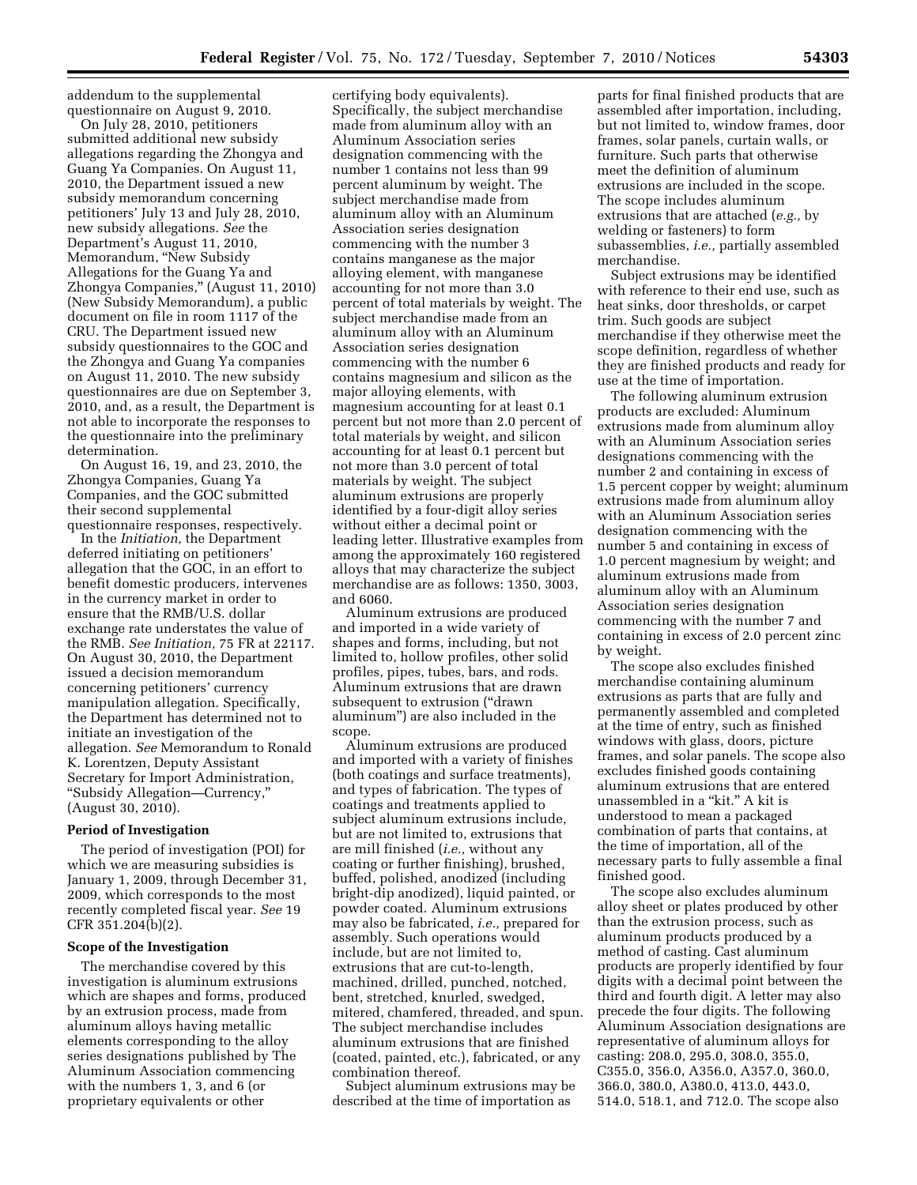addendum to the supplemental questionnaire on August 9, 2010.

On July 28, 2010, petitioners submitted additional new subsidy allegations regarding the Zhongya and Guang Ya Companies. On August 11, 2010, the Department issued a new subsidy memorandum concerning petitioners' July 13 and July 28, 2010, new subsidy allegations. *See* the Department's August 11, 2010, Memorandum, "New Subsidy Allegations for the Guang Ya and Zhongya Companies," (August 11, 2010) (New Subsidy Memorandum), a public document on file in room 1117 of the CRU. The Department issued new subsidy questionnaires to the GOC and the Zhongya and Guang Ya companies on August 11, 2010. The new subsidy questionnaires are due on September 3, 2010, and, as a result, the Department is not able to incorporate the responses to the questionnaire into the preliminary determination.

On August 16, 19, and 23, 2010, the Zhongya Companies, Guang Ya Companies, and the GOC submitted their second supplemental questionnaire responses, respectively.

In the *Initiation,* the Department deferred initiating on petitioners' allegation that the GOC, in an effort to benefit domestic producers, intervenes in the currency market in order to ensure that the RMB/U.S. dollar exchange rate understates the value of the RMB. *See Initiation,* 75 FR at 22117. On August 30, 2010, the Department issued a decision memorandum concerning petitioners' currency manipulation allegation. Specifically, the Department has determined not to initiate an investigation of the allegation. *See* Memorandum to Ronald K. Lorentzen, Deputy Assistant Secretary for Import Administration, "Subsidy Allegation—Currency," (August 30, 2010).

**Period of Investigation**

The period of investigation (POI) for which we are measuring subsidies is January 1, 2009, through December 31, 2009, which corresponds to the most recently completed fiscal year. *See* 19 CFR 351.204(b)(2).

**Scope of the Investigation**

The merchandise covered by this investigation is aluminum extrusions which are shapes and forms, produced by an extrusion process, made from aluminum alloys having metallic elements corresponding to the alloy series designations published by The Aluminum Association commencing with the numbers 1, 3, and 6 (or proprietary equivalents or other certifying body equivalents). Specifically, the subject merchandise made from aluminum alloy with an Aluminum Association series designation commencing with the number 1 contains not less than 99 percent aluminum by weight. The subject merchandise made from aluminum alloy with an Aluminum Association series designation commencing with the number 3 contains manganese as the major alloying element, with manganese accounting for not more than 3.0 percent of total materials by weight. The subject merchandise made from an aluminum alloy with an Aluminum Association series designation commencing with the number 6 contains magnesium and silicon as the major alloying elements, with magnesium accounting for at least 0.1 percent but not more than 2.0 percent of total materials by weight, and silicon accounting for at least 0.1 percent but not more than 3.0 percent of total materials by weight. The subject aluminum extrusions are properly identified by a four-digit alloy series without either a decimal point or leading letter. Illustrative examples from among the approximately 160 registered alloys that may characterize the subject merchandise are as follows: 1350, 3003, and 6060.

Aluminum extrusions are produced and imported in a wide variety of shapes and forms, including, but not limited to, hollow profiles, other solid profiles, pipes, tubes, bars, and rods. Aluminum extrusions that are drawn subsequent to extrusion ("drawn aluminum") are also included in the scope.

Aluminum extrusions are produced and imported with a variety of finishes (both coatings and surface treatments), and types of fabrication. The types of coatings and treatments applied to subject aluminum extrusions include, but are not limited to, extrusions that are mill finished (*i.e.,* without any coating or further finishing), brushed, buffed, polished, anodized (including bright-dip anodized), liquid painted, or powder coated. Aluminum extrusions may also be fabricated, *i.e.,* prepared for assembly. Such operations would include, but are not limited to, extrusions that are cut-to-length, machined, drilled, punched, notched, bent, stretched, knurled, swedged, mitered, chamfered, threaded, and spun. The subject merchandise includes aluminum extrusions that are finished (coated, painted, etc.), fabricated, or any combination thereof.

Subject aluminum extrusions may be described at the time of importation as parts for final finished products that are assembled after importation, including, but not limited to, window frames, door frames, solar panels, curtain walls, or furniture. Such parts that otherwise meet the definition of aluminum extrusions are included in the scope. The scope includes aluminum extrusions that are attached (*e.g.,* by welding or fasteners) to form subassemblies, *i.e.,* partially assembled merchandise.

Subject extrusions may be identified with reference to their end use, such as heat sinks, door thresholds, or carpet trim. Such goods are subject merchandise if they otherwise meet the scope definition, regardless of whether they are finished products and ready for use at the time of importation.

The following aluminum extrusion products are excluded: Aluminum extrusions made from aluminum alloy with an Aluminum Association series designations commencing with the number 2 and containing in excess of 1.5 percent copper by weight; aluminum extrusions made from aluminum alloy with an Aluminum Association series designation commencing with the number 5 and containing in excess of 1.0 percent magnesium by weight; and aluminum extrusions made from aluminum alloy with an Aluminum Association series designation commencing with the number 7 and containing in excess of 2.0 percent zinc by weight.

The scope also excludes finished merchandise containing aluminum extrusions as parts that are fully and permanently assembled and completed at the time of entry, such as finished windows with glass, doors, picture frames, and solar panels. The scope also excludes finished goods containing aluminum extrusions that are entered unassembled in a "kit." A kit is understood to mean a packaged combination of parts that contains, at the time of importation, all of the necessary parts to fully assemble a final finished good.

The scope also excludes aluminum alloy sheet or plates produced by other than the extrusion process, such as aluminum products produced by a method of casting. Cast aluminum products are properly identified by four digits with a decimal point between the third and fourth digit. A letter may also precede the four digits. The following Aluminum Association designations are representative of aluminum alloys for casting: 208.0, 295.0, 308.0, 355.0, C355.0, 356.0, A356.0, A357.0, 360.0, 366.0, 380.0, A380.0, 413.0, 443.0, 514.0, 518.1, and 712.0. The scope also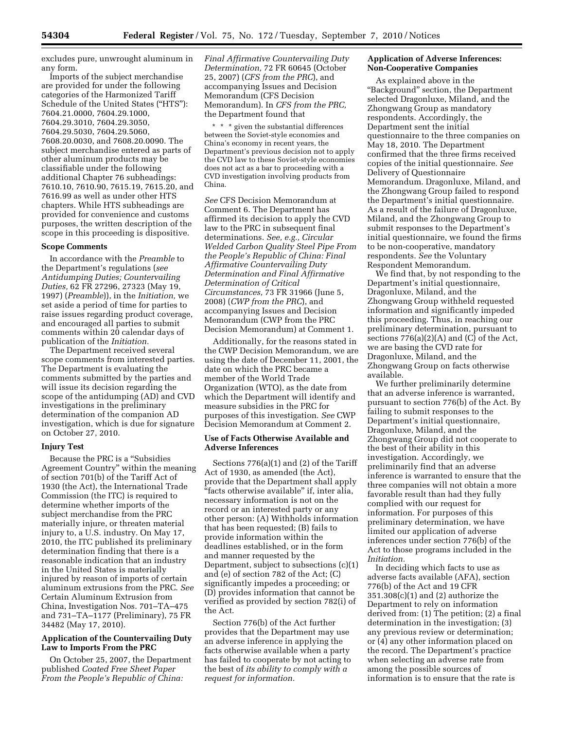excludes pure, unwrought aluminum in any form.

Imports of the subject merchandise are provided for under the following categories of the Harmonized Tariff Schedule of the United States ("HTS"): 7604.21.0000, 7604.29.1000, 7604.29.3010, 7604.29.3050, 7604.29.5030, 7604.29.5060, 7608.20.0030, and 7608.20.0090. The subject merchandise entered as parts of other aluminum products may be classifiable under the following additional Chapter 76 subheadings: 7610.10, 7610.90, 7615.19, 7615.20, and 7616.99 as well as under other HTS chapters. While HTS subheadings are provided for convenience and customs purposes, the written description of the scope in this proceeding is dispositive.

## Scope Comments

In accordance with the *Preamble* to the Department's regulations (*see Antidumping Duties; Countervailing Duties,* 62 FR 27296, 27323 (May 19, 1997) (*Preamble*)), in the *Initiation,* we set aside a period of time for parties to raise issues regarding product coverage, and encouraged all parties to submit comments within 20 calendar days of publication of the *Initiation.*

The Department received several scope comments from interested parties. The Department is evaluating the comments submitted by the parties and will issue its decision regarding the scope of the antidumping (AD) and CVD investigations in the preliminary determination of the companion AD investigation, which is due for signature on October 27, 2010.

## Injury Test

Because the PRC is a "Subsidies Agreement Country" within the meaning of section 701(b) of the Tariff Act of 1930 (the Act), the International Trade Commission (the ITC) is required to determine whether imports of the subject merchandise from the PRC materially injure, or threaten material injury to, a U.S. industry. On May 17, 2010, the ITC published its preliminary determination finding that there is a reasonable indication that an industry in the United States is materially injured by reason of imports of certain aluminum extrusions from the PRC. *See* Certain Aluminum Extrusion from China, Investigation Nos. 701–TA–475 and 731–TA–1177 (Preliminary), 75 FR 34482 (May 17, 2010).

## Application of the Countervailing Duty Law to Imports From the PRC

On October 25, 2007, the Department published *Coated Free Sheet Paper From the People's Republic of China: Final Affirmative Countervailing Duty Determination,* 72 FR 60645 (October 25, 2007) (*CFS from the PRC*), and accompanying Issues and Decision Memorandum (CFS Decision Memorandum). In *CFS from the PRC,* the Department found that

> * * * given the substantial differences between the Soviet-style economies and China's economy in recent years, the Department's previous decision not to apply the CVD law to these Soviet-style economies does not act as a bar to proceeding with a CVD investigation involving products from China.

*See* CFS Decision Memorandum at Comment 6. The Department has affirmed its decision to apply the CVD law to the PRC in subsequent final determinations. *See, e.g., Circular Welded Carbon Quality Steel Pipe From the People's Republic of China: Final Affirmative Countervailing Duty Determination and Final Affirmative Determination of Critical Circumstances,* 73 FR 31966 (June 5, 2008) (*CWP from the PRC*), and accompanying Issues and Decision Memorandum (CWP from the PRC Decision Memorandum) at Comment 1.

Additionally, for the reasons stated in the CWP Decision Memorandum, we are using the date of December 11, 2001, the date on which the PRC became a member of the World Trade Organization (WTO), as the date from which the Department will identify and measure subsidies in the PRC for purposes of this investigation. *See* CWP Decision Memorandum at Comment 2.

## Use of Facts Otherwise Available and Adverse Inferences

Sections 776(a)(1) and (2) of the Tariff Act of 1930, as amended (the Act), provide that the Department shall apply "facts otherwise available" if, inter alia, necessary information is not on the record or an interested party or any other person: (A) Withholds information that has been requested; (B) fails to provide information within the deadlines established, or in the form and manner requested by the Department, subject to subsections (c)(1) and (e) of section 782 of the Act; (C) significantly impedes a proceeding; or (D) provides information that cannot be verified as provided by section 782(i) of the Act.

Section 776(b) of the Act further provides that the Department may use an adverse inference in applying the facts otherwise available when a party has failed to cooperate by not acting to the best of *its ability to comply with a request for information.*

## Application of Adverse Inferences: Non-Cooperative Companies

As explained above in the "Background" section, the Department selected Dragonluxe, Miland, and the Zhongwang Group as mandatory respondents. Accordingly, the Department sent the initial questionnaire to the three companies on May 18, 2010. The Department confirmed that the three firms received copies of the initial questionnaire. *See* Delivery of Questionnaire Memorandum. Dragonluxe, Miland, and the Zhongwang Group failed to respond the Department's initial questionnaire. As a result of the failure of Dragonluxe, Miland, and the Zhongwang Group to submit responses to the Department's initial questionnaire, we found the firms to be non-cooperative, mandatory respondents. *See* the Voluntary Respondent Memorandum.

We find that, by not responding to the Department's initial questionnaire, Dragonluxe, Miland, and the Zhongwang Group withheld requested information and significantly impeded this proceeding. Thus, in reaching our preliminary determination, pursuant to sections 776(a)(2)(A) and (C) of the Act, we are basing the CVD rate for Dragonluxe, Miland, and the Zhongwang Group on facts otherwise available.

We further preliminarily determine that an adverse inference is warranted, pursuant to section 776(b) of the Act. By failing to submit responses to the Department's initial questionnaire, Dragonluxe, Miland, and the Zhongwang Group did not cooperate to the best of their ability in this investigation. Accordingly, we preliminarily find that an adverse inference is warranted to ensure that the three companies will not obtain a more favorable result than had they fully complied with our request for information. For purposes of this preliminary determination, we have limited our application of adverse inferences under section 776(b) of the Act to those programs included in the *Initiation.*

In deciding which facts to use as adverse facts available (AFA), section 776(b) of the Act and 19 CFR 351.308(c)(1) and (2) authorize the Department to rely on information derived from: (1) The petition; (2) a final determination in the investigation; (3) any previous review or determination; or (4) any other information placed on the record. The Department's practice when selecting an adverse rate from among the possible sources of information is to ensure that the rate is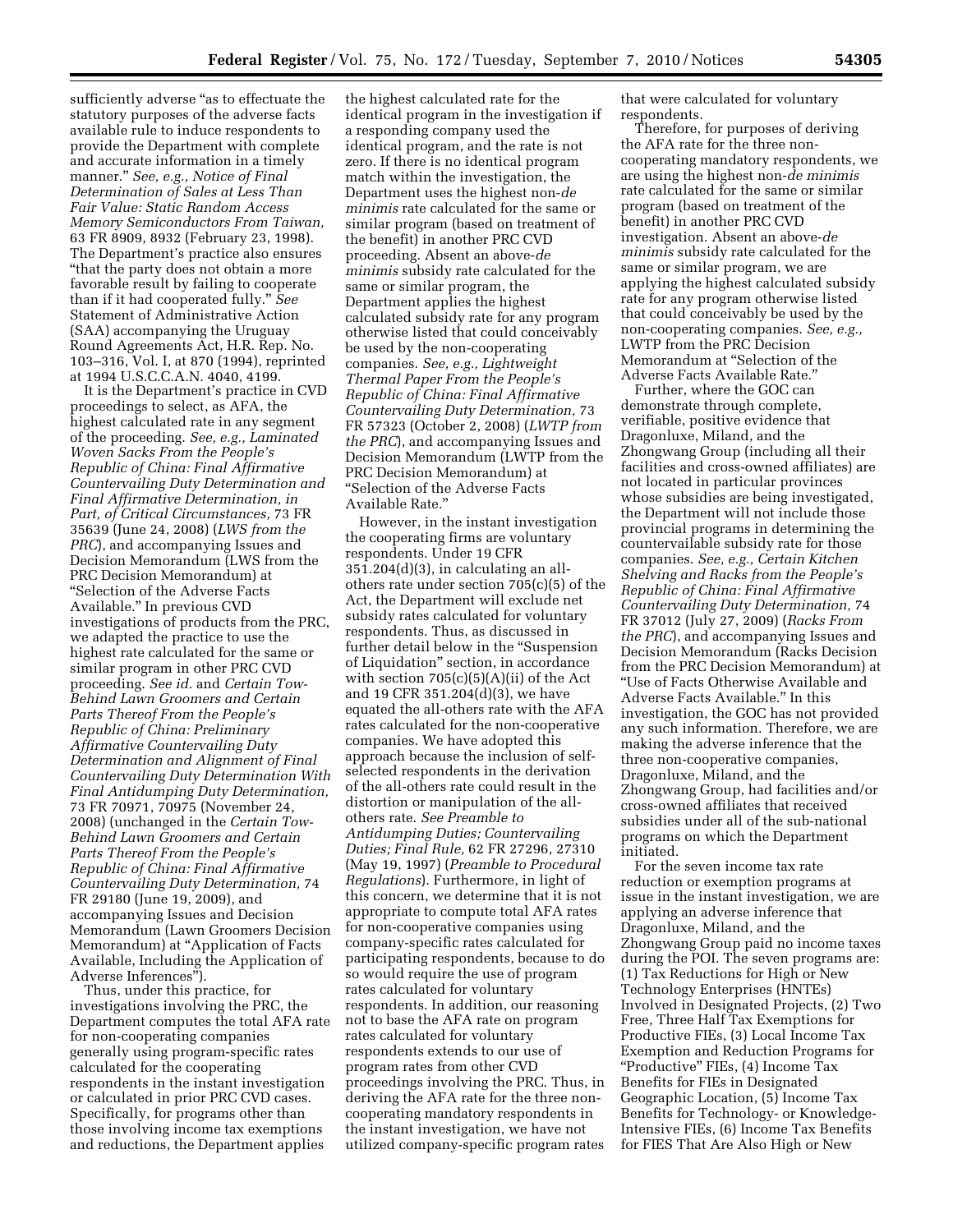sufficiently adverse "as to effectuate the statutory purposes of the adverse facts available rule to induce respondents to provide the Department with complete and accurate information in a timely manner." *See, e.g., Notice of Final Determination of Sales at Less Than Fair Value: Static Random Access Memory Semiconductors From Taiwan,* 63 FR 8909, 8932 (February 23, 1998). The Department's practice also ensures "that the party does not obtain a more favorable result by failing to cooperate than if it had cooperated fully." *See* Statement of Administrative Action (SAA) accompanying the Uruguay Round Agreements Act, H.R. Rep. No. 103–316, Vol. I, at 870 (1994), reprinted at 1994 U.S.C.C.A.N. 4040, 4199.

It is the Department's practice in CVD proceedings to select, as AFA, the highest calculated rate in any segment of the proceeding. *See, e.g., Laminated Woven Sacks From the People's Republic of China: Final Affirmative Countervailing Duty Determination and Final Affirmative Determination, in Part, of Critical Circumstances,* 73 FR 35639 (June 24, 2008) (*LWS from the PRC*), and accompanying Issues and Decision Memorandum (LWS from the PRC Decision Memorandum) at "Selection of the Adverse Facts Available." In previous CVD investigations of products from the PRC, we adapted the practice to use the highest rate calculated for the same or similar program in other PRC CVD proceeding. *See id.* and *Certain Tow-Behind Lawn Groomers and Certain Parts Thereof From the People's Republic of China: Preliminary Affirmative Countervailing Duty Determination and Alignment of Final Countervailing Duty Determination With Final Antidumping Duty Determination,* 73 FR 70971, 70975 (November 24, 2008) (unchanged in the *Certain Tow-Behind Lawn Groomers and Certain Parts Thereof From the People's Republic of China: Final Affirmative Countervailing Duty Determination,* 74 FR 29180 (June 19, 2009), and accompanying Issues and Decision Memorandum (Lawn Groomers Decision Memorandum) at "Application of Facts Available, Including the Application of Adverse Inferences").

Thus, under this practice, for investigations involving the PRC, the Department computes the total AFA rate for non-cooperating companies generally using program-specific rates calculated for the cooperating respondents in the instant investigation or calculated in prior PRC CVD cases. Specifically, for programs other than those involving income tax exemptions and reductions, the Department applies the highest calculated rate for the identical program in the investigation if a responding company used the identical program, and the rate is not zero. If there is no identical program match within the investigation, the Department uses the highest non-*de minimis* rate calculated for the same or similar program (based on treatment of the benefit) in another PRC CVD proceeding. Absent an above-*de minimis* subsidy rate calculated for the same or similar program, the Department applies the highest calculated subsidy rate for any program otherwise listed that could conceivably be used by the non-cooperating companies. *See, e.g., Lightweight Thermal Paper From the People's Republic of China: Final Affirmative Countervailing Duty Determination,* 73 FR 57323 (October 2, 2008) (*LWTP from the PRC*), and accompanying Issues and Decision Memorandum (LWTP from the PRC Decision Memorandum) at "Selection of the Adverse Facts Available Rate."

However, in the instant investigation the cooperating firms are voluntary respondents. Under 19 CFR 351.204(d)(3), in calculating an all-others rate under section 705(c)(5) of the Act, the Department will exclude net subsidy rates calculated for voluntary respondents. Thus, as discussed in further detail below in the "Suspension of Liquidation" section, in accordance with section 705(c)(5)(A)(ii) of the Act and 19 CFR 351.204(d)(3), we have equated the all-others rate with the AFA rates calculated for the non-cooperative companies. We have adopted this approach because the inclusion of self-selected respondents in the derivation of the all-others rate could result in the distortion or manipulation of the all-others rate. *See Preamble to Antidumping Duties; Countervailing Duties; Final Rule,* 62 FR 27296, 27310 (May 19, 1997) (*Preamble to Procedural Regulations*). Furthermore, in light of this concern, we determine that it is not appropriate to compute total AFA rates for non-cooperative companies using company-specific rates calculated for participating respondents, because to do so would require the use of program rates calculated for voluntary respondents. In addition, our reasoning not to base the AFA rate on program rates calculated for voluntary respondents extends to our use of program rates from other CVD proceedings involving the PRC. Thus, in deriving the AFA rate for the three non-cooperating mandatory respondents in the instant investigation, we have not utilized company-specific program rates that were calculated for voluntary respondents.

Therefore, for purposes of deriving the AFA rate for the three non-cooperating mandatory respondents, we are using the highest non-*de minimis* rate calculated for the same or similar program (based on treatment of the benefit) in another PRC CVD investigation. Absent an above-*de minimis* subsidy rate calculated for the same or similar program, we are applying the highest calculated subsidy rate for any program otherwise listed that could conceivably be used by the non-cooperating companies. *See, e.g.,* LWTP from the PRC Decision Memorandum at "Selection of the Adverse Facts Available Rate."

Further, where the GOC can demonstrate through complete, verifiable, positive evidence that Dragonluxe, Miland, and the Zhongwang Group (including all their facilities and cross-owned affiliates) are not located in particular provinces whose subsidies are being investigated, the Department will not include those provincial programs in determining the countervailable subsidy rate for those companies. *See, e.g., Certain Kitchen Shelving and Racks from the People's Republic of China: Final Affirmative Countervailing Duty Determination,* 74 FR 37012 (July 27, 2009) (*Racks From the PRC*), and accompanying Issues and Decision Memorandum (Racks Decision from the PRC Decision Memorandum) at "Use of Facts Otherwise Available and Adverse Facts Available." In this investigation, the GOC has not provided any such information. Therefore, we are making the adverse inference that the three non-cooperative companies, Dragonluxe, Miland, and the Zhongwang Group, had facilities and/or cross-owned affiliates that received subsidies under all of the sub-national programs on which the Department initiated.

For the seven income tax rate reduction or exemption programs at issue in the instant investigation, we are applying an adverse inference that Dragonluxe, Miland, and the Zhongwang Group paid no income taxes during the POI. The seven programs are: (1) Tax Reductions for High or New Technology Enterprises (HNTEs) Involved in Designated Projects, (2) Two Free, Three Half Tax Exemptions for Productive FIEs, (3) Local Income Tax Exemption and Reduction Programs for "Productive" FIEs, (4) Income Tax Benefits for FIEs in Designated Geographic Location, (5) Income Tax Benefits for Technology- or Knowledge-Intensive FIEs, (6) Income Tax Benefits for FIES That Are Also High or New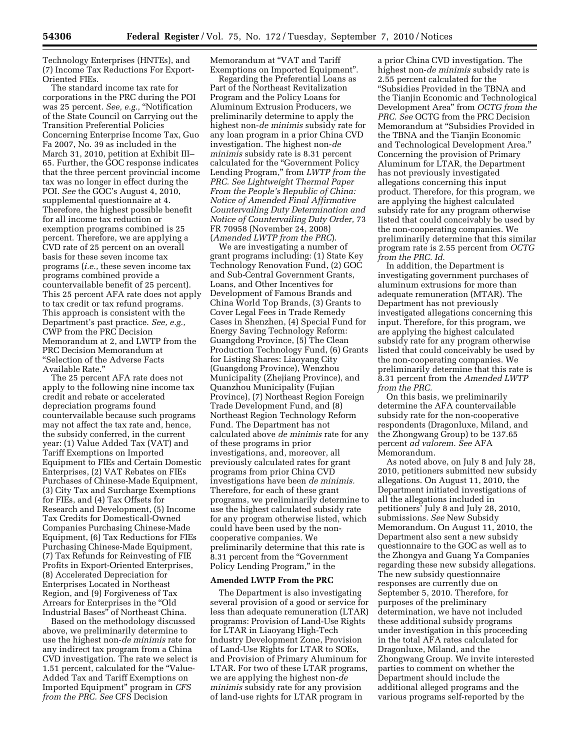Technology Enterprises (HNTEs), and (7) Income Tax Reductions For Export-Oriented FIEs.

The standard income tax rate for corporations in the PRC during the POI was 25 percent. *See, e.g.,* "Notification of the State Council on Carrying out the Transition Preferential Policies Concerning Enterprise Income Tax, Guo Fa 2007, No. 39 as included in the March 31, 2010, petition at Exhibit III–65. Further, the GOC response indicates that the three percent provincial income tax was no longer in effect during the POI. *See* the GOC's August 4, 2010, supplemental questionnaire at 4. Therefore, the highest possible benefit for all income tax reduction or exemption programs combined is 25 percent. Therefore, we are applying a CVD rate of 25 percent on an overall basis for these seven income tax programs (*i.e.,* these seven income tax programs combined provide a countervailable benefit of 25 percent). This 25 percent AFA rate does not apply to tax credit or tax refund programs. This approach is consistent with the Department's past practice. *See, e.g.,* CWP from the PRC Decision Memorandum at 2, and LWTP from the PRC Decision Memorandum at "Selection of the Adverse Facts Available Rate."

The 25 percent AFA rate does not apply to the following nine income tax credit and rebate or accelerated depreciation programs found countervailable because such programs may not affect the tax rate and, hence, the subsidy conferred, in the current year: (1) Value Added Tax (VAT) and Tariff Exemptions on Imported Equipment to FIEs and Certain Domestic Enterprises, (2) VAT Rebates on FIEs Purchases of Chinese-Made Equipment, (3) City Tax and Surcharge Exemptions for FIEs, and (4) Tax Offsets for Research and Development, (5) Income Tax Credits for Domesticall-Owned Companies Purchasing Chinese-Made Equipment, (6) Tax Reductions for FIEs Purchasing Chinese-Made Equipment, (7) Tax Refunds for Reinvesting of FIE Profits in Export-Oriented Enterprises, (8) Accelerated Depreciation for Enterprises Located in Northeast Region, and (9) Forgiveness of Tax Arrears for Enterprises in the "Old Industrial Bases" of Northeast China.

Based on the methodology discussed above, we preliminarily determine to use the highest non-*de minimis* rate for any indirect tax program from a China CVD investigation. The rate we select is 1.51 percent, calculated for the "Value-Added Tax and Tariff Exemptions on Imported Equipment" program in *CFS from the PRC. See* CFS Decision Memorandum at "VAT and Tariff Exemptions on Imported Equipment".

Regarding the Preferential Loans as Part of the Northeast Revitalization Program and the Policy Loans for Aluminum Extrusion Producers, we preliminarily determine to apply the highest non-*de minimis* subsidy rate for any loan program in a prior China CVD investigation. The highest non-*de minimis* subsidy rate is 8.31 percent calculated for the "Government Policy Lending Program," from *LWTP from the PRC. See Lightweight Thermal Paper From the People's Republic of China: Notice of Amended Final Affirmative Countervailing Duty Determination and Notice of Countervailing Duty Order,* 73 FR 70958 (November 24, 2008) (*Amended LWTP from the PRC*).

We are investigating a number of grant programs including: (1) State Key Technology Renovation Fund, (2) GOC and Sub-Central Government Grants, Loans, and Other Incentives for Development of Famous Brands and China World Top Brands, (3) Grants to Cover Legal Fees in Trade Remedy Cases in Shenzhen, (4) Special Fund for Energy Saving Technology Reform: Guangdong Province, (5) The Clean Production Technology Fund, (6) Grants for Listing Shares: Liaoyang City (Guangdong Province), Wenzhou Municipality (Zhejiang Province), and Quanzhou Municipality (Fujian Province), (7) Northeast Region Foreign Trade Development Fund, and (8) Northeast Region Technology Reform Fund. The Department has not calculated above *de minimis* rate for any of these programs in prior investigations, and, moreover, all previously calculated rates for grant programs from prior China CVD investigations have been *de minimis.* Therefore, for each of these grant programs, we preliminarily determine to use the highest calculated subsidy rate for any program otherwise listed, which could have been used by the non-cooperative companies. We preliminarily determine that this rate is 8.31 percent from the "Government Policy Lending Program," in the

**Amended LWTP From the PRC**

The Department is also investigating several provision of a good or service for less than adequate remuneration (LTAR) programs: Provision of Land-Use Rights for LTAR in Liaoyang High-Tech Industry Development Zone, Provision of Land-Use Rights for LTAR to SOEs, and Provision of Primary Aluminum for LTAR. For two of these LTAR programs, we are applying the highest non-*de minimis* subsidy rate for any provision of land-use rights for LTAR program in a prior China CVD investigation. The highest non-*de minimis* subsidy rate is 2.55 percent calculated for the "Subsidies Provided in the TBNA and the Tianjin Economic and Technological Development Area" from *OCTG from the PRC. See* OCTG from the PRC Decision Memorandum at "Subsidies Provided in the TBNA and the Tianjin Economic and Technological Development Area." Concerning the provision of Primary Aluminum for LTAR, the Department has not previously investigated allegations concerning this input product. Therefore, for this program, we are applying the highest calculated subsidy rate for any program otherwise listed that could conceivably be used by the non-cooperating companies. We preliminarily determine that this similar program rate is 2.55 percent from *OCTG from the PRC. Id.*

In addition, the Department is investigating government purchases of aluminum extrusions for more than adequate remuneration (MTAR). The Department has not previously investigated allegations concerning this input. Therefore, for this program, we are applying the highest calculated subsidy rate for any program otherwise listed that could conceivably be used by the non-cooperating companies. We preliminarily determine that this rate is 8.31 percent from the *Amended LWTP from the PRC.*

On this basis, we preliminarily determine the AFA countervailable subsidy rate for the non-cooperative respondents (Dragonluxe, Miland, and the Zhongwang Group) to be 137.65 percent *ad valorem. See* AFA Memorandum.

As noted above, on July 8 and July 28, 2010, petitioners submitted new subsidy allegations. On August 11, 2010, the Department initiated investigations of all the allegations included in petitioners' July 8 and July 28, 2010, submissions. *See* New Subsidy Memorandum. On August 11, 2010, the Department also sent a new subsidy questionnaire to the GOC as well as to the Zhongya and Guang Ya Companies regarding these new subsidy allegations. The new subsidy questionnaire responses are currently due on September 5, 2010. Therefore, for purposes of the preliminary determination, we have not included these additional subsidy programs under investigation in this proceeding in the total AFA rates calculated for Dragonluxe, Miland, and the Zhongwang Group. We invite interested parties to comment on whether the Department should include the additional alleged programs and the various programs self-reported by the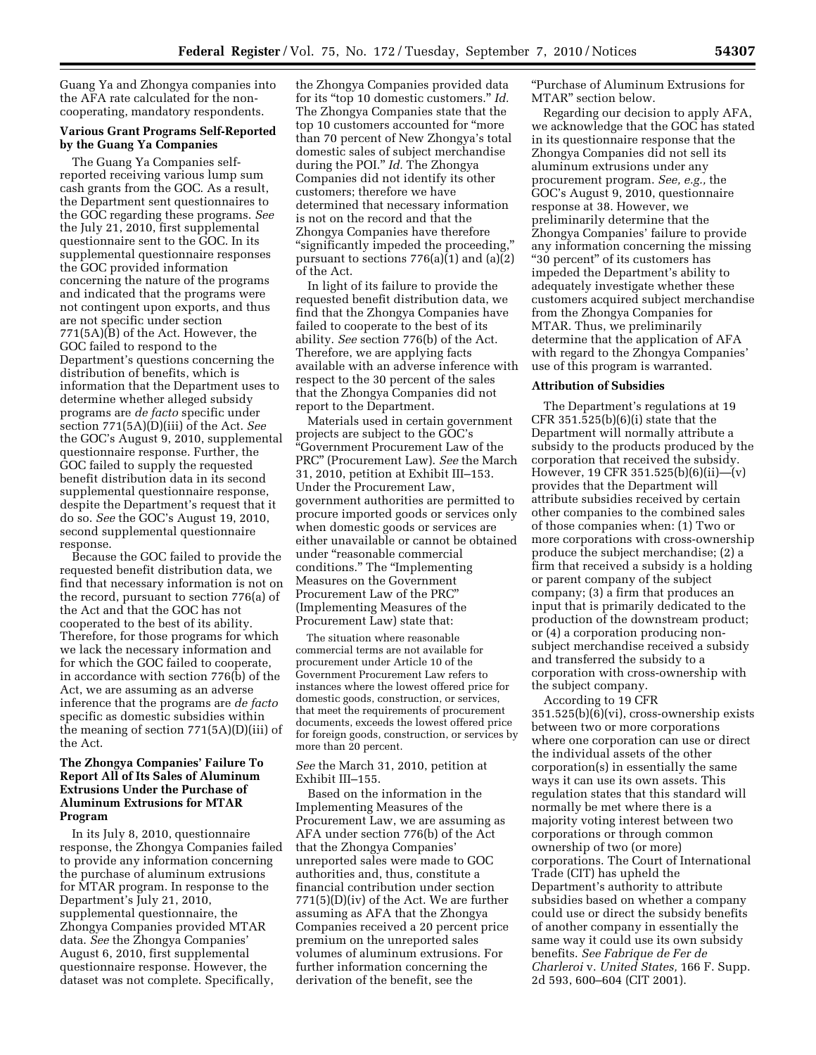Guang Ya and Zhongya companies into the AFA rate calculated for the non-cooperating, mandatory respondents.

**Various Grant Programs Self-Reported by the Guang Ya Companies**

The Guang Ya Companies self-reported receiving various lump sum cash grants from the GOC. As a result, the Department sent questionnaires to the GOC regarding these programs. *See* the July 21, 2010, first supplemental questionnaire sent to the GOC. In its supplemental questionnaire responses the GOC provided information concerning the nature of the programs and indicated that the programs were not contingent upon exports, and thus are not specific under section 771(5A)(B) of the Act. However, the GOC failed to respond to the Department's questions concerning the distribution of benefits, which is information that the Department uses to determine whether alleged subsidy programs are *de facto* specific under section 771(5A)(D)(iii) of the Act. *See* the GOC's August 9, 2010, supplemental questionnaire response. Further, the GOC failed to supply the requested benefit distribution data in its second supplemental questionnaire response, despite the Department's request that it do so. *See* the GOC's August 19, 2010, second supplemental questionnaire response.

Because the GOC failed to provide the requested benefit distribution data, we find that necessary information is not on the record, pursuant to section 776(a) of the Act and that the GOC has not cooperated to the best of its ability. Therefore, for those programs for which we lack the necessary information and for which the GOC failed to cooperate, in accordance with section 776(b) of the Act, we are assuming as an adverse inference that the programs are *de facto* specific as domestic subsidies within the meaning of section 771(5A)(D)(iii) of the Act.

**The Zhongya Companies' Failure To Report All of Its Sales of Aluminum Extrusions Under the Purchase of Aluminum Extrusions for MTAR Program**

In its July 8, 2010, questionnaire response, the Zhongya Companies failed to provide any information concerning the purchase of aluminum extrusions for MTAR program. In response to the Department's July 21, 2010, supplemental questionnaire, the Zhongya Companies provided MTAR data. *See* the Zhongya Companies' August 6, 2010, first supplemental questionnaire response. However, the dataset was not complete. Specifically, the Zhongya Companies provided data for its "top 10 domestic customers." *Id.* The Zhongya Companies state that the top 10 customers accounted for "more than 70 percent of New Zhongya's total domestic sales of subject merchandise during the POI." *Id.* The Zhongya Companies did not identify its other customers; therefore we have determined that necessary information is not on the record and that the Zhongya Companies have therefore "significantly impeded the proceeding," pursuant to sections 776(a)(1) and (a)(2) of the Act.

In light of its failure to provide the requested benefit distribution data, we find that the Zhongya Companies have failed to cooperate to the best of its ability. *See* section 776(b) of the Act. Therefore, we are applying facts available with an adverse inference with respect to the 30 percent of the sales that the Zhongya Companies did not report to the Department.

Materials used in certain government projects are subject to the GOC's "Government Procurement Law of the PRC" (Procurement Law). *See* the March 31, 2010, petition at Exhibit III–153. Under the Procurement Law, government authorities are permitted to procure imported goods or services only when domestic goods or services are either unavailable or cannot be obtained under "reasonable commercial conditions." The "Implementing Measures on the Government Procurement Law of the PRC" (Implementing Measures of the Procurement Law) state that:

> The situation where reasonable commercial terms are not available for procurement under Article 10 of the Government Procurement Law refers to instances where the lowest offered price for domestic goods, construction, or services, that meet the requirements of procurement documents, exceeds the lowest offered price for foreign goods, construction, or services by more than 20 percent.

*See* the March 31, 2010, petition at Exhibit III–155.

Based on the information in the Implementing Measures of the Procurement Law, we are assuming as AFA under section 776(b) of the Act that the Zhongya Companies' unreported sales were made to GOC authorities and, thus, constitute a financial contribution under section 771(5)(D)(iv) of the Act. We are further assuming as AFA that the Zhongya Companies received a 20 percent price premium on the unreported sales volumes of aluminum extrusions. For further information concerning the derivation of the benefit, see the "Purchase of Aluminum Extrusions for MTAR" section below.

Regarding our decision to apply AFA, we acknowledge that the GOC has stated in its questionnaire response that the Zhongya Companies did not sell its aluminum extrusions under any procurement program. *See, e.g.,* the GOC's August 9, 2010, questionnaire response at 38. However, we preliminarily determine that the Zhongya Companies' failure to provide any information concerning the missing "30 percent" of its customers has impeded the Department's ability to adequately investigate whether these customers acquired subject merchandise from the Zhongya Companies for MTAR. Thus, we preliminarily determine that the application of AFA with regard to the Zhongya Companies' use of this program is warranted.

**Attribution of Subsidies**

The Department's regulations at 19 CFR 351.525(b)(6)(i) state that the Department will normally attribute a subsidy to the products produced by the corporation that received the subsidy. However, 19 CFR 351.525(b)(6)(ii)—(v) provides that the Department will attribute subsidies received by certain other companies to the combined sales of those companies when: (1) Two or more corporations with cross-ownership produce the subject merchandise; (2) a firm that received a subsidy is a holding or parent company of the subject company; (3) a firm that produces an input that is primarily dedicated to the production of the downstream product; or (4) a corporation producing non-subject merchandise received a subsidy and transferred the subsidy to a corporation with cross-ownership with the subject company.

According to 19 CFR 351.525(b)(6)(vi), cross-ownership exists between two or more corporations where one corporation can use or direct the individual assets of the other corporation(s) in essentially the same ways it can use its own assets. This regulation states that this standard will normally be met where there is a majority voting interest between two corporations or through common ownership of two (or more) corporations. The Court of International Trade (CIT) has upheld the Department's authority to attribute subsidies based on whether a company could use or direct the subsidy benefits of another company in essentially the same way it could use its own subsidy benefits. *See Fabrique de Fer de Charleroi* v. *United States,* 166 F. Supp. 2d 593, 600–604 (CIT 2001).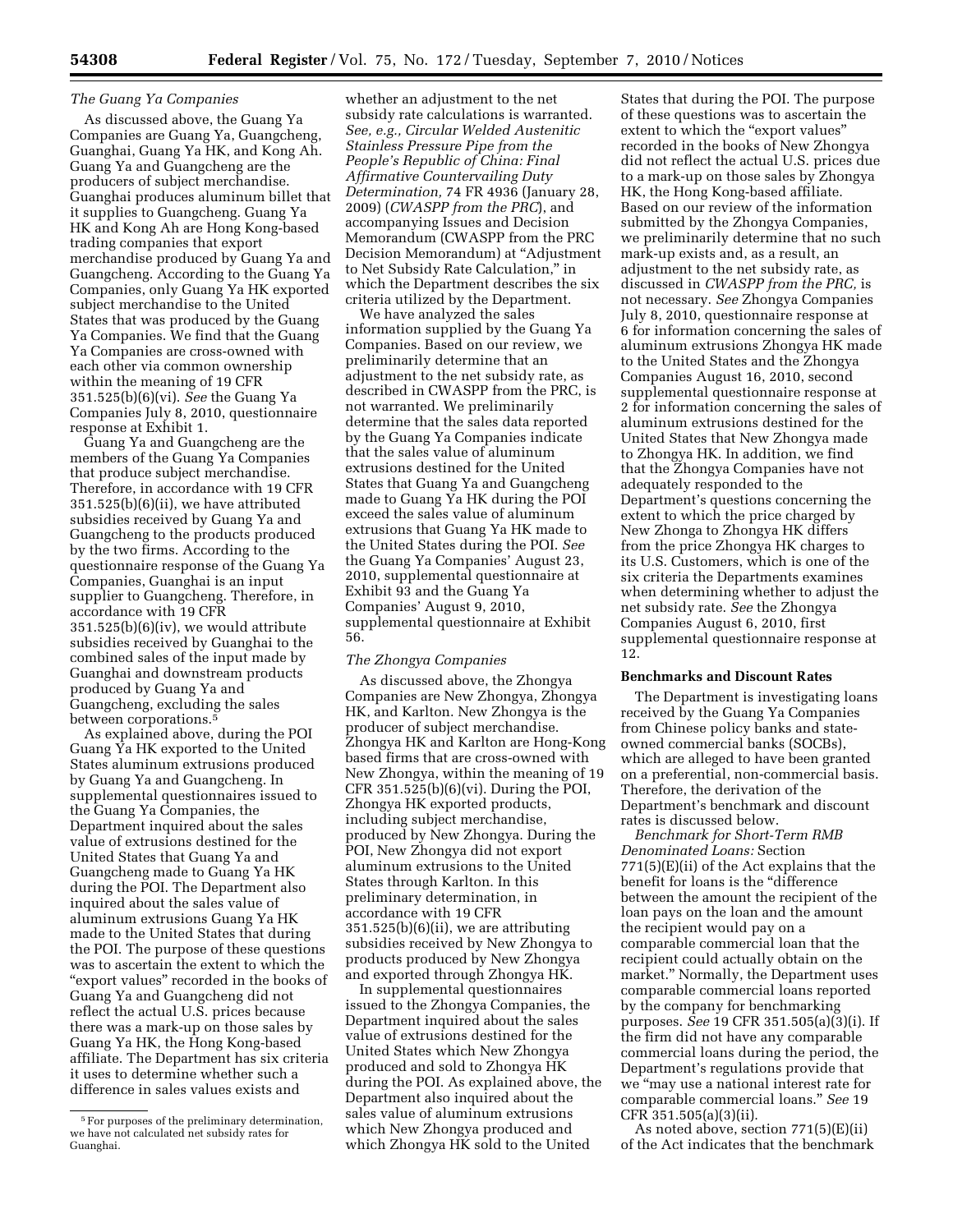*The Guang Ya Companies*

As discussed above, the Guang Ya Companies are Guang Ya, Guangcheng, Guanghai, Guang Ya HK, and Kong Ah. Guang Ya and Guangcheng are the producers of subject merchandise. Guanghai produces aluminum billet that it supplies to Guangcheng. Guang Ya HK and Kong Ah are Hong Kong-based trading companies that export merchandise produced by Guang Ya and Guangcheng. According to the Guang Ya Companies, only Guang Ya HK exported subject merchandise to the United States that was produced by the Guang Ya Companies. We find that the Guang Ya Companies are cross-owned with each other via common ownership within the meaning of 19 CFR 351.525(b)(6)(vi). *See* the Guang Ya Companies July 8, 2010, questionnaire response at Exhibit 1.

Guang Ya and Guangcheng are the members of the Guang Ya Companies that produce subject merchandise. Therefore, in accordance with 19 CFR 351.525(b)(6)(ii), we have attributed subsidies received by Guang Ya and Guangcheng to the products produced by the two firms. According to the questionnaire response of the Guang Ya Companies, Guanghai is an input supplier to Guangcheng. Therefore, in accordance with 19 CFR 351.525(b)(6)(iv), we would attribute subsidies received by Guanghai to the combined sales of the input made by Guanghai and downstream products produced by Guang Ya and Guangcheng, excluding the sales between corporations.[5]

As explained above, during the POI Guang Ya HK exported to the United States aluminum extrusions produced by Guang Ya and Guangcheng. In supplemental questionnaires issued to the Guang Ya Companies, the Department inquired about the sales value of extrusions destined for the United States that Guang Ya and Guangcheng made to Guang Ya HK during the POI. The Department also inquired about the sales value of aluminum extrusions Guang Ya HK made to the United States that during the POI. The purpose of these questions was to ascertain the extent to which the "export values" recorded in the books of Guang Ya and Guangcheng did not reflect the actual U.S. prices because there was a mark-up on those sales by Guang Ya HK, the Hong Kong-based affiliate. The Department has six criteria it uses to determine whether such a difference in sales values exists and whether an adjustment to the net subsidy rate calculations is warranted. *See, e.g., Circular Welded Austenitic Stainless Pressure Pipe from the People's Republic of China: Final Affirmative Countervailing Duty Determination,* 74 FR 4936 (January 28, 2009) (*CWASPP from the PRC*), and accompanying Issues and Decision Memorandum (CWASPP from the PRC Decision Memorandum) at "Adjustment to Net Subsidy Rate Calculation," in which the Department describes the six criteria utilized by the Department.

We have analyzed the sales information supplied by the Guang Ya Companies. Based on our review, we preliminarily determine that an adjustment to the net subsidy rate, as described in CWASPP from the PRC, is not warranted. We preliminarily determine that the sales data reported by the Guang Ya Companies indicate that the sales value of aluminum extrusions destined for the United States that Guang Ya and Guangcheng made to Guang Ya HK during the POI exceed the sales value of aluminum extrusions that Guang Ya HK made to the United States during the POI. *See* the Guang Ya Companies' August 23, 2010, supplemental questionnaire at Exhibit 93 and the Guang Ya Companies' August 9, 2010, supplemental questionnaire at Exhibit 56.

*The Zhongya Companies*

As discussed above, the Zhongya Companies are New Zhongya, Zhongya HK, and Karlton. New Zhongya is the producer of subject merchandise. Zhongya HK and Karlton are Hong-Kong based firms that are cross-owned with New Zhongya, within the meaning of 19 CFR 351.525(b)(6)(vi). During the POI, Zhongya HK exported products, including subject merchandise, produced by New Zhongya. During the POI, New Zhongya did not export aluminum extrusions to the United States through Karlton. In this preliminary determination, in accordance with 19 CFR 351.525(b)(6)(ii), we are attributing subsidies received by New Zhongya to products produced by New Zhongya and exported through Zhongya HK.

In supplemental questionnaires issued to the Zhongya Companies, the Department inquired about the sales value of extrusions destined for the United States which New Zhongya produced and sold to Zhongya HK during the POI. As explained above, the Department also inquired about the sales value of aluminum extrusions which New Zhongya produced and which Zhongya HK sold to the United States that during the POI. The purpose of these questions was to ascertain the extent to which the "export values" recorded in the books of New Zhongya did not reflect the actual U.S. prices due to a mark-up on those sales by Zhongya HK, the Hong Kong-based affiliate. Based on our review of the information submitted by the Zhongya Companies, we preliminarily determine that no such mark-up exists and, as a result, an adjustment to the net subsidy rate, as discussed in *CWASPP from the PRC,* is not necessary. *See* Zhongya Companies July 8, 2010, questionnaire response at 6 for information concerning the sales of aluminum extrusions Zhongya HK made to the United States and the Zhongya Companies August 16, 2010, second supplemental questionnaire response at 2 for information concerning the sales of aluminum extrusions destined for the United States that New Zhongya made to Zhongya HK. In addition, we find that the Zhongya Companies have not adequately responded to the Department's questions concerning the extent to which the price charged by New Zhonga to Zhongya HK differs from the price Zhongya HK charges to its U.S. Customers, which is one of the six criteria the Departments examines when determining whether to adjust the net subsidy rate. *See* the Zhongya Companies August 6, 2010, first supplemental questionnaire response at 12.

**Benchmarks and Discount Rates**

The Department is investigating loans received by the Guang Ya Companies from Chinese policy banks and state-owned commercial banks (SOCBs), which are alleged to have been granted on a preferential, non-commercial basis. Therefore, the derivation of the Department's benchmark and discount rates is discussed below.

*Benchmark for Short-Term RMB Denominated Loans:* Section 771(5)(E)(ii) of the Act explains that the benefit for loans is the "difference between the amount the recipient of the loan pays on the loan and the amount the recipient would pay on a comparable commercial loan that the recipient could actually obtain on the market." Normally, the Department uses comparable commercial loans reported by the company for benchmarking purposes. *See* 19 CFR 351.505(a)(3)(i). If the firm did not have any comparable commercial loans during the period, the Department's regulations provide that we "may use a national interest rate for comparable commercial loans." *See* 19 CFR 351.505(a)(3)(ii).

As noted above, section 771(5)(E)(ii) of the Act indicates that the benchmark

[5] For purposes of the preliminary determination, we have not calculated net subsidy rates for Guanghai.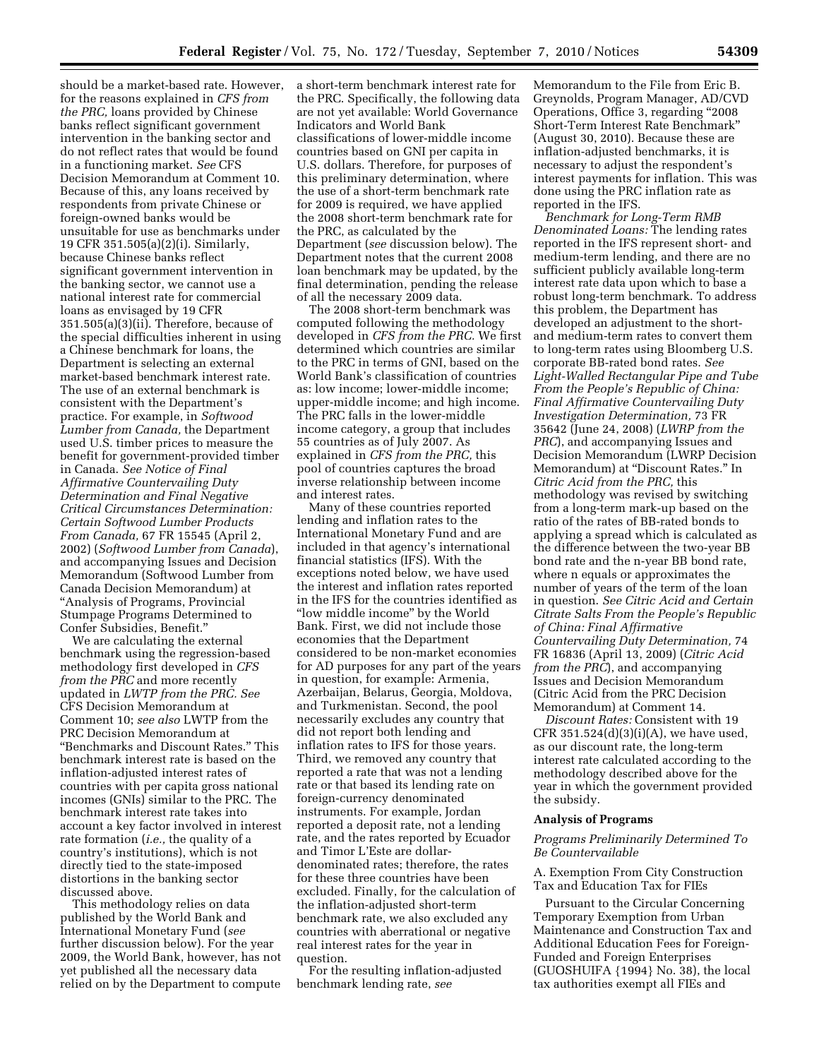should be a market-based rate. However, for the reasons explained in *CFS from the PRC,* loans provided by Chinese banks reflect significant government intervention in the banking sector and do not reflect rates that would be found in a functioning market. *See* CFS Decision Memorandum at Comment 10. Because of this, any loans received by respondents from private Chinese or foreign-owned banks would be unsuitable for use as benchmarks under 19 CFR 351.505(a)(2)(i). Similarly, because Chinese banks reflect significant government intervention in the banking sector, we cannot use a national interest rate for commercial loans as envisaged by 19 CFR 351.505(a)(3)(ii). Therefore, because of the special difficulties inherent in using a Chinese benchmark for loans, the Department is selecting an external market-based benchmark interest rate. The use of an external benchmark is consistent with the Department's practice. For example, in *Softwood Lumber from Canada,* the Department used U.S. timber prices to measure the benefit for government-provided timber in Canada. *See Notice of Final Affirmative Countervailing Duty Determination and Final Negative Critical Circumstances Determination: Certain Softwood Lumber Products From Canada,* 67 FR 15545 (April 2, 2002) (*Softwood Lumber from Canada*), and accompanying Issues and Decision Memorandum (Softwood Lumber from Canada Decision Memorandum) at "Analysis of Programs, Provincial Stumpage Programs Determined to Confer Subsidies, Benefit."

We are calculating the external benchmark using the regression-based methodology first developed in *CFS from the PRC* and more recently updated in *LWTP from the PRC. See* CFS Decision Memorandum at Comment 10; *see also* LWTP from the PRC Decision Memorandum at "Benchmarks and Discount Rates." This benchmark interest rate is based on the inflation-adjusted interest rates of countries with per capita gross national incomes (GNIs) similar to the PRC. The benchmark interest rate takes into account a key factor involved in interest rate formation (*i.e.,* the quality of a country's institutions), which is not directly tied to the state-imposed distortions in the banking sector discussed above.

This methodology relies on data published by the World Bank and International Monetary Fund (*see* further discussion below). For the year 2009, the World Bank, however, has not yet published all the necessary data relied on by the Department to compute a short-term benchmark interest rate for the PRC. Specifically, the following data are not yet available: World Governance Indicators and World Bank classifications of lower-middle income countries based on GNI per capita in U.S. dollars. Therefore, for purposes of this preliminary determination, where the use of a short-term benchmark rate for 2009 is required, we have applied the 2008 short-term benchmark rate for the PRC, as calculated by the Department (*see* discussion below). The Department notes that the current 2008 loan benchmark may be updated, by the final determination, pending the release of all the necessary 2009 data.

The 2008 short-term benchmark was computed following the methodology developed in *CFS from the PRC.* We first determined which countries are similar to the PRC in terms of GNI, based on the World Bank's classification of countries as: low income; lower-middle income; upper-middle income; and high income. The PRC falls in the lower-middle income category, a group that includes 55 countries as of July 2007. As explained in *CFS from the PRC,* this pool of countries captures the broad inverse relationship between income and interest rates.

Many of these countries reported lending and inflation rates to the International Monetary Fund and are included in that agency's international financial statistics (IFS). With the exceptions noted below, we have used the interest and inflation rates reported in the IFS for the countries identified as "low middle income" by the World Bank. First, we did not include those economies that the Department considered to be non-market economies for AD purposes for any part of the years in question, for example: Armenia, Azerbaijan, Belarus, Georgia, Moldova, and Turkmenistan. Second, the pool necessarily excludes any country that did not report both lending and inflation rates to IFS for those years. Third, we removed any country that reported a rate that was not a lending rate or that based its lending rate on foreign-currency denominated instruments. For example, Jordan reported a deposit rate, not a lending rate, and the rates reported by Ecuador and Timor L'Este are dollar-denominated rates; therefore, the rates for these three countries have been excluded. Finally, for the calculation of the inflation-adjusted short-term benchmark rate, we also excluded any countries with aberrational or negative real interest rates for the year in question.

For the resulting inflation-adjusted benchmark lending rate, *see* Memorandum to the File from Eric B. Greynolds, Program Manager, AD/CVD Operations, Office 3, regarding "2008 Short-Term Interest Rate Benchmark" (August 30, 2010). Because these are inflation-adjusted benchmarks, it is necessary to adjust the respondent's interest payments for inflation. This was done using the PRC inflation rate as reported in the IFS.

*Benchmark for Long-Term RMB Denominated Loans:* The lending rates reported in the IFS represent short- and medium-term lending, and there are no sufficient publicly available long-term interest rate data upon which to base a robust long-term benchmark. To address this problem, the Department has developed an adjustment to the short- and medium-term rates to convert them to long-term rates using Bloomberg U.S. corporate BB-rated bond rates. *See Light-Walled Rectangular Pipe and Tube From the People's Republic of China: Final Affirmative Countervailing Duty Investigation Determination,* 73 FR 35642 (June 24, 2008) (*LWRP from the PRC*), and accompanying Issues and Decision Memorandum (LWRP Decision Memorandum) at "Discount Rates." In *Citric Acid from the PRC,* this methodology was revised by switching from a long-term mark-up based on the ratio of the rates of BB-rated bonds to applying a spread which is calculated as the difference between the two-year BB bond rate and the n-year BB bond rate, where n equals or approximates the number of years of the term of the loan in question. *See Citric Acid and Certain Citrate Salts From the People's Republic of China: Final Affirmative Countervailing Duty Determination,* 74 FR 16836 (April 13, 2009) (*Citric Acid from the PRC*), and accompanying Issues and Decision Memorandum (Citric Acid from the PRC Decision Memorandum) at Comment 14.

*Discount Rates:* Consistent with 19 CFR 351.524(d)(3)(i)(A), we have used, as our discount rate, the long-term interest rate calculated according to the methodology described above for the year in which the government provided the subsidy.

## Analysis of Programs

### *Programs Preliminarily Determined To Be Countervailable*

A. Exemption From City Construction Tax and Education Tax for FIEs

Pursuant to the Circular Concerning Temporary Exemption from Urban Maintenance and Construction Tax and Additional Education Fees for Foreign-Funded and Foreign Enterprises (GUOSHUIFA {1994} No. 38), the local tax authorities exempt all FIEs and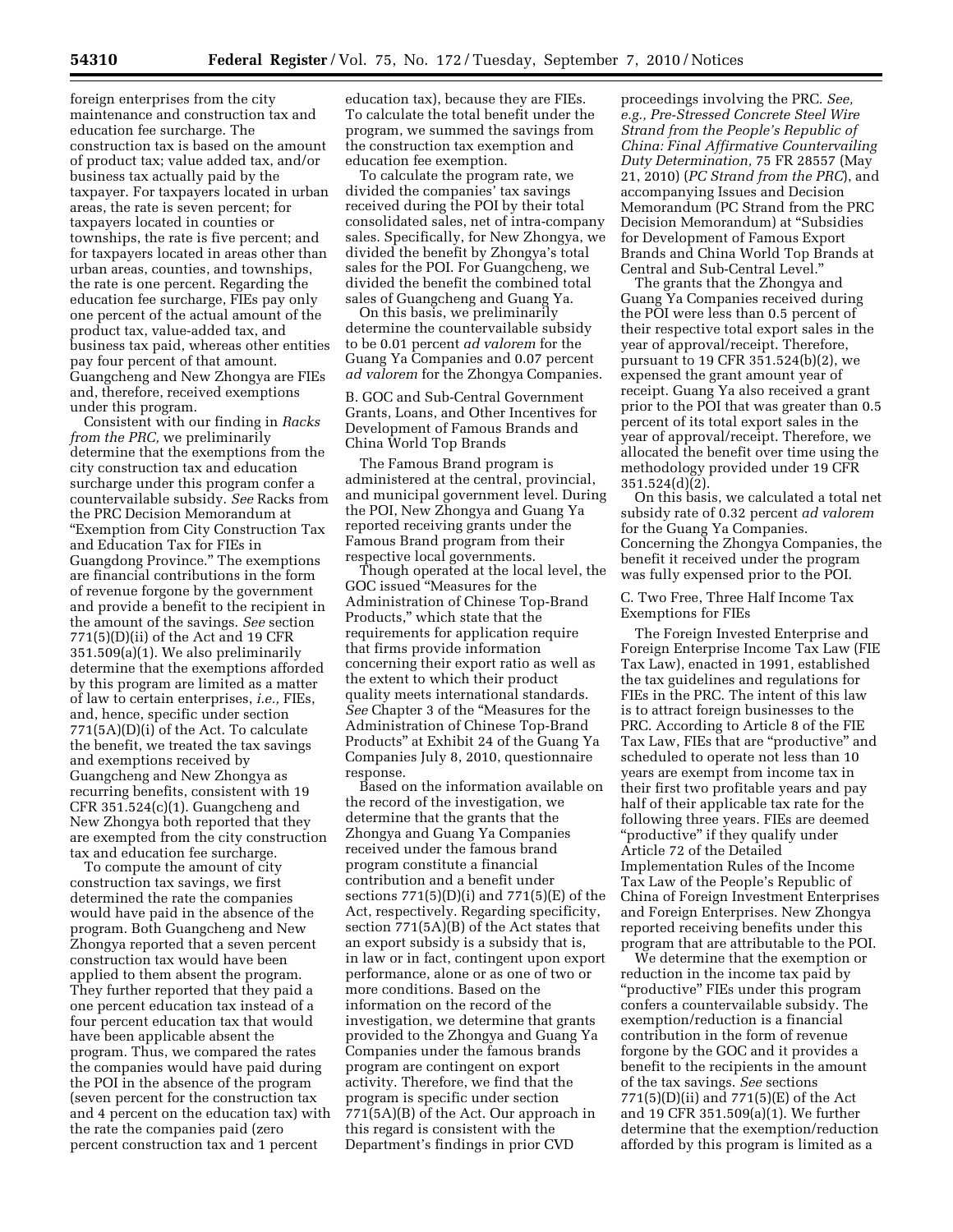foreign enterprises from the city maintenance and construction tax and education fee surcharge. The construction tax is based on the amount of product tax; value added tax, and/or business tax actually paid by the taxpayer. For taxpayers located in urban areas, the rate is seven percent; for taxpayers located in counties or townships, the rate is five percent; and for taxpayers located in areas other than urban areas, counties, and townships, the rate is one percent. Regarding the education fee surcharge, FIEs pay only one percent of the actual amount of the product tax, value-added tax, and business tax paid, whereas other entities pay four percent of that amount. Guangcheng and New Zhongya are FIEs and, therefore, received exemptions under this program.

Consistent with our finding in *Racks from the PRC,* we preliminarily determine that the exemptions from the city construction tax and education surcharge under this program confer a countervailable subsidy. *See* Racks from the PRC Decision Memorandum at "Exemption from City Construction Tax and Education Tax for FIEs in Guangdong Province." The exemptions are financial contributions in the form of revenue forgone by the government and provide a benefit to the recipient in the amount of the savings. *See* section 771(5)(D)(ii) of the Act and 19 CFR 351.509(a)(1). We also preliminarily determine that the exemptions afforded by this program are limited as a matter of law to certain enterprises, *i.e.,* FIEs, and, hence, specific under section 771(5A)(D)(i) of the Act. To calculate the benefit, we treated the tax savings and exemptions received by Guangcheng and New Zhongya as recurring benefits, consistent with 19 CFR 351.524(c)(1). Guangcheng and New Zhongya both reported that they are exempted from the city construction tax and education fee surcharge.

To compute the amount of city construction tax savings, we first determined the rate the companies would have paid in the absence of the program. Both Guangcheng and New Zhongya reported that a seven percent construction tax would have been applied to them absent the program. They further reported that they paid a one percent education tax instead of a four percent education tax that would have been applicable absent the program. Thus, we compared the rates the companies would have paid during the POI in the absence of the program (seven percent for the construction tax and 4 percent on the education tax) with the rate the companies paid (zero percent construction tax and 1 percent education tax), because they are FIEs. To calculate the total benefit under the program, we summed the savings from the construction tax exemption and education fee exemption.

To calculate the program rate, we divided the companies' tax savings received during the POI by their total consolidated sales, net of intra-company sales. Specifically, for New Zhongya, we divided the benefit by Zhongya's total sales for the POI. For Guangcheng, we divided the benefit the combined total sales of Guangcheng and Guang Ya.

On this basis, we preliminarily determine the countervailable subsidy to be 0.01 percent *ad valorem* for the Guang Ya Companies and 0.07 percent *ad valorem* for the Zhongya Companies.

## B. GOC and Sub-Central Government Grants, Loans, and Other Incentives for Development of Famous Brands and China World Top Brands

The Famous Brand program is administered at the central, provincial, and municipal government level. During the POI, New Zhongya and Guang Ya reported receiving grants under the Famous Brand program from their respective local governments.

Though operated at the local level, the GOC issued "Measures for the Administration of Chinese Top-Brand Products," which state that the requirements for application require that firms provide information concerning their export ratio as well as the extent to which their product quality meets international standards. *See* Chapter 3 of the "Measures for the Administration of Chinese Top-Brand Products" at Exhibit 24 of the Guang Ya Companies July 8, 2010, questionnaire response.

Based on the information available on the record of the investigation, we determine that the grants that the Zhongya and Guang Ya Companies received under the famous brand program constitute a financial contribution and a benefit under sections 771(5)(D)(i) and 771(5)(E) of the Act, respectively. Regarding specificity, section 771(5A)(B) of the Act states that an export subsidy is a subsidy that is, in law or in fact, contingent upon export performance, alone or as one of two or more conditions. Based on the information on the record of the investigation, we determine that grants provided to the Zhongya and Guang Ya Companies under the famous brands program are contingent on export activity. Therefore, we find that the program is specific under section 771(5A)(B) of the Act. Our approach in this regard is consistent with the Department's findings in prior CVD proceedings involving the PRC. *See, e.g., Pre-Stressed Concrete Steel Wire Strand from the People's Republic of China: Final Affirmative Countervailing Duty Determination,* 75 FR 28557 (May 21, 2010) (*PC Strand from the PRC*), and accompanying Issues and Decision Memorandum (PC Strand from the PRC Decision Memorandum) at "Subsidies for Development of Famous Export Brands and China World Top Brands at Central and Sub-Central Level."

The grants that the Zhongya and Guang Ya Companies received during the POI were less than 0.5 percent of their respective total export sales in the year of approval/receipt. Therefore, pursuant to 19 CFR 351.524(b)(2), we expensed the grant amount year of receipt. Guang Ya also received a grant prior to the POI that was greater than 0.5 percent of its total export sales in the year of approval/receipt. Therefore, we allocated the benefit over time using the methodology provided under 19 CFR 351.524(d)(2).

On this basis, we calculated a total net subsidy rate of 0.32 percent *ad valorem* for the Guang Ya Companies. Concerning the Zhongya Companies, the benefit it received under the program was fully expensed prior to the POI.

## C. Two Free, Three Half Income Tax Exemptions for FIEs

The Foreign Invested Enterprise and Foreign Enterprise Income Tax Law (FIE Tax Law), enacted in 1991, established the tax guidelines and regulations for FIEs in the PRC. The intent of this law is to attract foreign businesses to the PRC. According to Article 8 of the FIE Tax Law, FIEs that are "productive" and scheduled to operate not less than 10 years are exempt from income tax in their first two profitable years and pay half of their applicable tax rate for the following three years. FIEs are deemed "productive" if they qualify under Article 72 of the Detailed Implementation Rules of the Income Tax Law of the People's Republic of China of Foreign Investment Enterprises and Foreign Enterprises. New Zhongya reported receiving benefits under this program that are attributable to the POI.

We determine that the exemption or reduction in the income tax paid by "productive" FIEs under this program confers a countervailable subsidy. The exemption/reduction is a financial contribution in the form of revenue forgone by the GOC and it provides a benefit to the recipients in the amount of the tax savings. *See* sections 771(5)(D)(ii) and 771(5)(E) of the Act and 19 CFR 351.509(a)(1). We further determine that the exemption/reduction afforded by this program is limited as a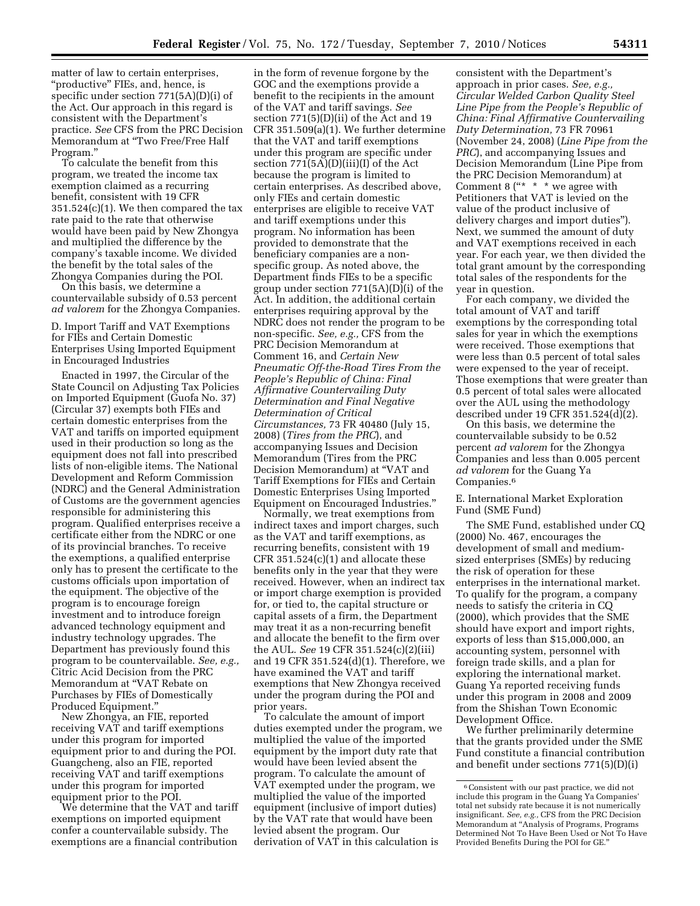matter of law to certain enterprises, "productive" FIEs, and, hence, is specific under section 771(5A)(D)(i) of the Act. Our approach in this regard is consistent with the Department's practice. *See* CFS from the PRC Decision Memorandum at "Two Free/Free Half Program."

To calculate the benefit from this program, we treated the income tax exemption claimed as a recurring benefit, consistent with 19 CFR 351.524(c)(1). We then compared the tax rate paid to the rate that otherwise would have been paid by New Zhongya and multiplied the difference by the company's taxable income. We divided the benefit by the total sales of the Zhongya Companies during the POI.

On this basis, we determine a countervailable subsidy of 0.53 percent *ad valorem* for the Zhongya Companies.

D. Import Tariff and VAT Exemptions for FIEs and Certain Domestic Enterprises Using Imported Equipment in Encouraged Industries

Enacted in 1997, the Circular of the State Council on Adjusting Tax Policies on Imported Equipment (Guofa No. 37) (Circular 37) exempts both FIEs and certain domestic enterprises from the VAT and tariffs on imported equipment used in their production so long as the equipment does not fall into prescribed lists of non-eligible items. The National Development and Reform Commission (NDRC) and the General Administration of Customs are the government agencies responsible for administering this program. Qualified enterprises receive a certificate either from the NDRC or one of its provincial branches. To receive the exemptions, a qualified enterprise only has to present the certificate to the customs officials upon importation of the equipment. The objective of the program is to encourage foreign investment and to introduce foreign advanced technology equipment and industry technology upgrades. The Department has previously found this program to be countervailable. *See, e.g.,* Citric Acid Decision from the PRC Memorandum at "VAT Rebate on Purchases by FIEs of Domestically Produced Equipment."

New Zhongya, an FIE, reported receiving VAT and tariff exemptions under this program for imported equipment prior to and during the POI. Guangcheng, also an FIE, reported receiving VAT and tariff exemptions under this program for imported equipment prior to the POI.

We determine that the VAT and tariff exemptions on imported equipment confer a countervailable subsidy. The exemptions are a financial contribution in the form of revenue forgone by the GOC and the exemptions provide a benefit to the recipients in the amount of the VAT and tariff savings. *See* section 771(5)(D)(ii) of the Act and 19 CFR 351.509(a)(1). We further determine that the VAT and tariff exemptions under this program are specific under section 771(5A)(D)(iii)(I) of the Act because the program is limited to certain enterprises. As described above, only FIEs and certain domestic enterprises are eligible to receive VAT and tariff exemptions under this program. No information has been provided to demonstrate that the beneficiary companies are a non-specific group. As noted above, the Department finds FIEs to be a specific group under section 771(5A)(D)(i) of the Act. In addition, the additional certain enterprises requiring approval by the NDRC does not render the program to be non-specific. *See, e.g.,* CFS from the PRC Decision Memorandum at Comment 16, and *Certain New Pneumatic Off-the-Road Tires From the People's Republic of China: Final Affirmative Countervailing Duty Determination and Final Negative Determination of Critical Circumstances,* 73 FR 40480 (July 15, 2008) (*Tires from the PRC*), and accompanying Issues and Decision Memorandum (Tires from the PRC Decision Memorandum) at "VAT and Tariff Exemptions for FIEs and Certain Domestic Enterprises Using Imported Equipment on Encouraged Industries."

Normally, we treat exemptions from indirect taxes and import charges, such as the VAT and tariff exemptions, as recurring benefits, consistent with 19 CFR 351.524(c)(1) and allocate these benefits only in the year that they were received. However, when an indirect tax or import charge exemption is provided for, or tied to, the capital structure or capital assets of a firm, the Department may treat it as a non-recurring benefit and allocate the benefit to the firm over the AUL. *See* 19 CFR 351.524(c)(2)(iii) and 19 CFR 351.524(d)(1). Therefore, we have examined the VAT and tariff exemptions that New Zhongya received under the program during the POI and prior years.

To calculate the amount of import duties exempted under the program, we multiplied the value of the imported equipment by the import duty rate that would have been levied absent the program. To calculate the amount of VAT exempted under the program, we multiplied the value of the imported equipment (inclusive of import duties) by the VAT rate that would have been levied absent the program. Our derivation of VAT in this calculation is consistent with the Department's approach in prior cases. *See, e.g., Circular Welded Carbon Quality Steel Line Pipe from the People's Republic of China: Final Affirmative Countervailing Duty Determination,* 73 FR 70961 (November 24, 2008) (*Line Pipe from the PRC*), and accompanying Issues and Decision Memorandum (Line Pipe from the PRC Decision Memorandum) at Comment 8 ("* * * we agree with Petitioners that VAT is levied on the value of the product inclusive of delivery charges and import duties"). Next, we summed the amount of duty and VAT exemptions received in each year. For each year, we then divided the total grant amount by the corresponding total sales of the respondents for the year in question.

For each company, we divided the total amount of VAT and tariff exemptions by the corresponding total sales for year in which the exemptions were received. Those exemptions that were less than 0.5 percent of total sales were expensed to the year of receipt. Those exemptions that were greater than 0.5 percent of total sales were allocated over the AUL using the methodology described under 19 CFR 351.524(d)(2).

On this basis, we determine the countervailable subsidy to be 0.52 percent *ad valorem* for the Zhongya Companies and less than 0.005 percent *ad valorem* for the Guang Ya Companies.[6]

E. International Market Exploration Fund (SME Fund)

The SME Fund, established under CQ (2000) No. 467, encourages the development of small and medium-sized enterprises (SMEs) by reducing the risk of operation for these enterprises in the international market. To qualify for the program, a company needs to satisfy the criteria in CQ (2000), which provides that the SME should have export and import rights, exports of less than $15,000,000, an accounting system, personnel with foreign trade skills, and a plan for exploring the international market. Guang Ya reported receiving funds under this program in 2008 and 2009 from the Shishan Town Economic Development Office.

We further preliminarily determine that the grants provided under the SME Fund constitute a financial contribution and benefit under sections 771(5)(D)(i)

[6] Consistent with our past practice, we did not include this program in the Guang Ya Companies' total net subsidy rate because it is not numerically insignificant. *See, e.g.,* CFS from the PRC Decision Memorandum at "Analysis of Programs, Programs Determined Not To Have Been Used or Not To Have Provided Benefits During the POI for GE."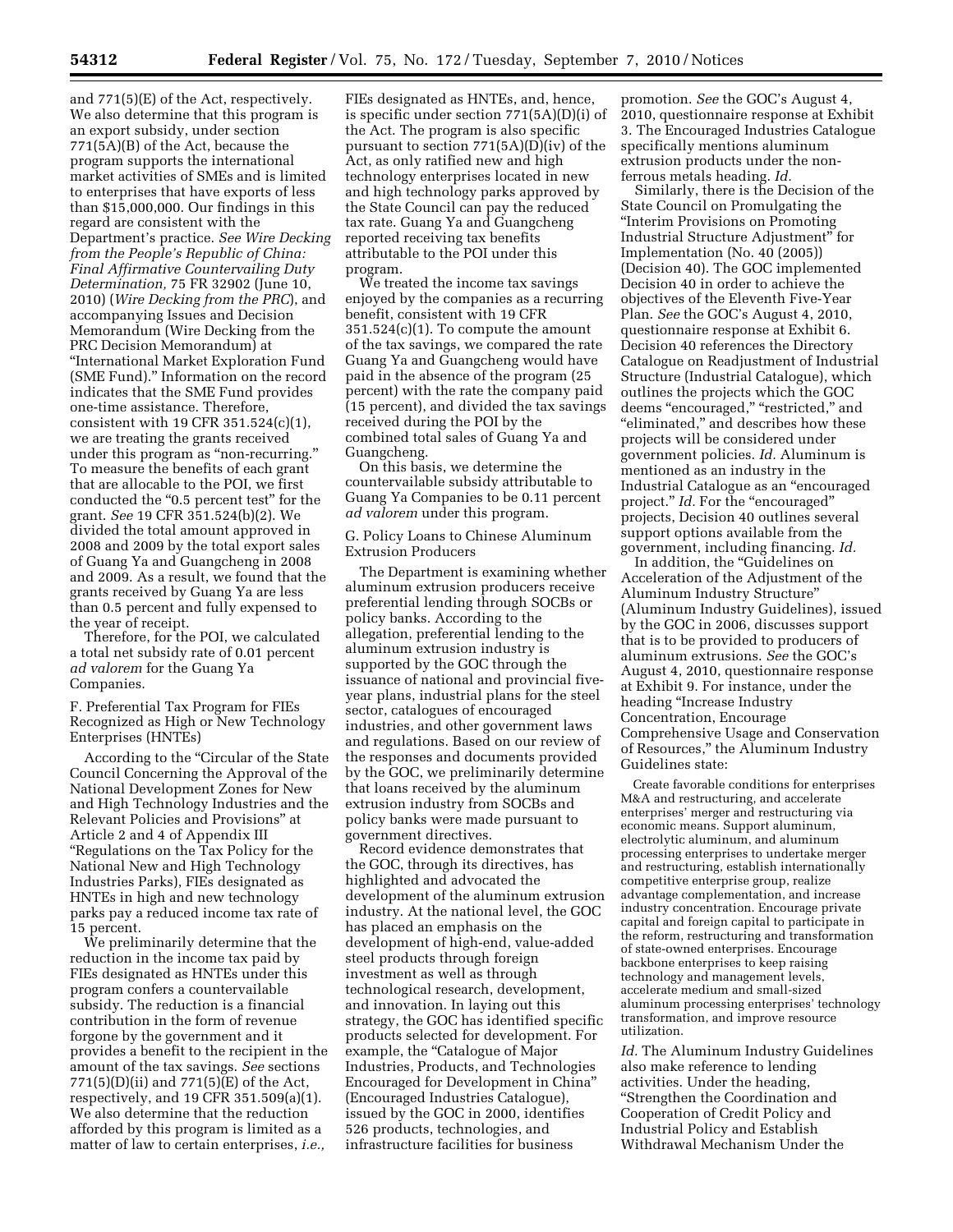and 771(5)(E) of the Act, respectively. We also determine that this program is an export subsidy, under section 771(5A)(B) of the Act, because the program supports the international market activities of SMEs and is limited to enterprises that have exports of less than $15,000,000. Our findings in this regard are consistent with the Department's practice. *See Wire Decking from the People's Republic of China: Final Affirmative Countervailing Duty Determination,* 75 FR 32902 (June 10, 2010) (*Wire Decking from the PRC*), and accompanying Issues and Decision Memorandum (Wire Decking from the PRC Decision Memorandum) at "International Market Exploration Fund (SME Fund)." Information on the record indicates that the SME Fund provides one-time assistance. Therefore, consistent with 19 CFR 351.524(c)(1), we are treating the grants received under this program as "non-recurring." To measure the benefits of each grant that are allocable to the POI, we first conducted the "0.5 percent test" for the grant. *See* 19 CFR 351.524(b)(2). We divided the total amount approved in 2008 and 2009 by the total export sales of Guang Ya and Guangcheng in 2008 and 2009. As a result, we found that the grants received by Guang Ya are less than 0.5 percent and fully expensed to the year of receipt.

Therefore, for the POI, we calculated a total net subsidy rate of 0.01 percent *ad valorem* for the Guang Ya Companies.

F. Preferential Tax Program for FIEs Recognized as High or New Technology Enterprises (HNTEs)

According to the "Circular of the State Council Concerning the Approval of the National Development Zones for New and High Technology Industries and the Relevant Policies and Provisions" at Article 2 and 4 of Appendix III "Regulations on the Tax Policy for the National New and High Technology Industries Parks), FIEs designated as HNTEs in high and new technology parks pay a reduced income tax rate of 15 percent.

We preliminarily determine that the reduction in the income tax paid by FIEs designated as HNTEs under this program confers a countervailable subsidy. The reduction is a financial contribution in the form of revenue forgone by the government and it provides a benefit to the recipient in the amount of the tax savings. *See* sections 771(5)(D)(ii) and 771(5)(E) of the Act, respectively, and 19 CFR 351.509(a)(1). We also determine that the reduction afforded by this program is limited as a matter of law to certain enterprises, *i.e.,* FIEs designated as HNTEs, and, hence, is specific under section 771(5A)(D)(i) of the Act. The program is also specific pursuant to section 771(5A)(D)(iv) of the Act, as only ratified new and high technology enterprises located in new and high technology parks approved by the State Council can pay the reduced tax rate. Guang Ya and Guangcheng reported receiving tax benefits attributable to the POI under this program.

We treated the income tax savings enjoyed by the companies as a recurring benefit, consistent with 19 CFR 351.524(c)(1). To compute the amount of the tax savings, we compared the rate Guang Ya and Guangcheng would have paid in the absence of the program (25 percent) with the rate the company paid (15 percent), and divided the tax savings received during the POI by the combined total sales of Guang Ya and Guangcheng.

On this basis, we determine the countervailable subsidy attributable to Guang Ya Companies to be 0.11 percent *ad valorem* under this program.

G. Policy Loans to Chinese Aluminum Extrusion Producers

The Department is examining whether aluminum extrusion producers receive preferential lending through SOCBs or policy banks. According to the allegation, preferential lending to the aluminum extrusion industry is supported by the GOC through the issuance of national and provincial five-year plans, industrial plans for the steel sector, catalogues of encouraged industries, and other government laws and regulations. Based on our review of the responses and documents provided by the GOC, we preliminarily determine that loans received by the aluminum extrusion industry from SOCBs and policy banks were made pursuant to government directives.

Record evidence demonstrates that the GOC, through its directives, has highlighted and advocated the development of the aluminum extrusion industry. At the national level, the GOC has placed an emphasis on the development of high-end, value-added steel products through foreign investment as well as through technological research, development, and innovation. In laying out this strategy, the GOC has identified specific products selected for development. For example, the "Catalogue of Major Industries, Products, and Technologies Encouraged for Development in China" (Encouraged Industries Catalogue), issued by the GOC in 2000, identifies 526 products, technologies, and infrastructure facilities for business promotion. *See* the GOC's August 4, 2010, questionnaire response at Exhibit 3. The Encouraged Industries Catalogue specifically mentions aluminum extrusion products under the non-ferrous metals heading. *Id.*

Similarly, there is the Decision of the State Council on Promulgating the "Interim Provisions on Promoting Industrial Structure Adjustment" for Implementation (No. 40 (2005)) (Decision 40). The GOC implemented Decision 40 in order to achieve the objectives of the Eleventh Five-Year Plan. *See* the GOC's August 4, 2010, questionnaire response at Exhibit 6. Decision 40 references the Directory Catalogue on Readjustment of Industrial Structure (Industrial Catalogue), which outlines the projects which the GOC deems "encouraged," "restricted," and "eliminated," and describes how these projects will be considered under government policies. *Id.* Aluminum is mentioned as an industry in the Industrial Catalogue as an "encouraged project." *Id.* For the "encouraged" projects, Decision 40 outlines several support options available from the government, including financing. *Id.*

In addition, the "Guidelines on Acceleration of the Adjustment of the Aluminum Industry Structure" (Aluminum Industry Guidelines), issued by the GOC in 2006, discusses support that is to be provided to producers of aluminum extrusions. *See* the GOC's August 4, 2010, questionnaire response at Exhibit 9. For instance, under the heading "Increase Industry Concentration, Encourage Comprehensive Usage and Conservation of Resources," the Aluminum Industry Guidelines state:

> Create favorable conditions for enterprises M&A and restructuring, and accelerate enterprises' merger and restructuring via economic means. Support aluminum, electrolytic aluminum, and aluminum processing enterprises to undertake merger and restructuring, establish internationally competitive enterprise group, realize advantage complementation, and increase industry concentration. Encourage private capital and foreign capital to participate in the reform, restructuring and transformation of state-owned enterprises. Encourage backbone enterprises to keep raising technology and management levels, accelerate medium and small-sized aluminum processing enterprises' technology transformation, and improve resource utilization.

*Id.* The Aluminum Industry Guidelines also make reference to lending activities. Under the heading, "Strengthen the Coordination and Cooperation of Credit Policy and Industrial Policy and Establish Withdrawal Mechanism Under the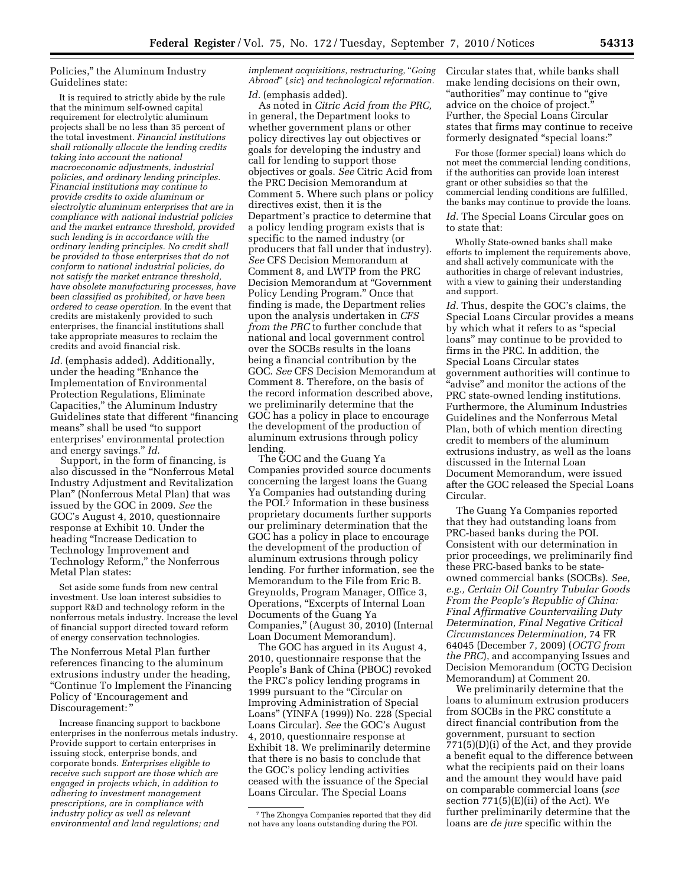Policies," the Aluminum Industry Guidelines state:

> It is required to strictly abide by the rule that the minimum self-owned capital requirement for electrolytic aluminum projects shall be no less than 35 percent of the total investment. *Financial institutions shall rationally allocate the lending credits taking into account the national macroeconomic adjustments, industrial policies, and ordinary lending principles. Financial institutions may continue to provide credits to oxide aluminum or electrolytic aluminum enterprises that are in compliance with national industrial policies and the market entrance threshold, provided such lending is in accordance with the ordinary lending principles. No credit shall be provided to those enterprises that do not conform to national industrial policies, do not satisfy the market entrance threshold, have obsolete manufacturing processes, have been classified as prohibited, or have been ordered to cease operation.* In the event that credits are mistakenly provided to such enterprises, the financial institutions shall take appropriate measures to reclaim the credits and avoid financial risk.

*Id.* (emphasis added). Additionally, under the heading "Enhance the Implementation of Environmental Protection Regulations, Eliminate Capacities," the Aluminum Industry Guidelines state that different "financing means" shall be used "to support enterprises' environmental protection and energy savings." *Id.*

Support, in the form of financing, is also discussed in the "Nonferrous Metal Industry Adjustment and Revitalization Plan" (Nonferrous Metal Plan) that was issued by the GOC in 2009. *See* the GOC's August 4, 2010, questionnaire response at Exhibit 10. Under the heading "Increase Dedication to Technology Improvement and Technology Reform," the Nonferrous Metal Plan states:

> Set aside some funds from new central investment. Use loan interest subsidies to support R&D and technology reform in the nonferrous metals industry. Increase the level of financial support directed toward reform of energy conservation technologies.

The Nonferrous Metal Plan further references financing to the aluminum extrusions industry under the heading, "Continue To Implement the Financing Policy of 'Encouragement and Discouragement:'"

> Increase financing support to backbone enterprises in the nonferrous metals industry. Provide support to certain enterprises in issuing stock, enterprise bonds, and corporate bonds. *Enterprises eligible to receive such support are those which are engaged in projects which, in addition to adhering to investment management prescriptions, are in compliance with industry policy as well as relevant environmental and land regulations; and implement acquisitions, restructuring, "Going Abroad" {sic} and technological reformation.*

*Id.* (emphasis added).

As noted in *Citric Acid from the PRC,* in general, the Department looks to whether government plans or other policy directives lay out objectives or goals for developing the industry and call for lending to support those objectives or goals. *See* Citric Acid from the PRC Decision Memorandum at Comment 5. Where such plans or policy directives exist, then it is the Department's practice to determine that a policy lending program exists that is specific to the named industry (or producers that fall under that industry). *See* CFS Decision Memorandum at Comment 8, and LWTP from the PRC Decision Memorandum at "Government Policy Lending Program." Once that finding is made, the Department relies upon the analysis undertaken in *CFS from the PRC* to further conclude that national and local government control over the SOCBs results in the loans being a financial contribution by the GOC. *See* CFS Decision Memorandum at Comment 8. Therefore, on the basis of the record information described above, we preliminarily determine that the GOC has a policy in place to encourage the development of the production of aluminum extrusions through policy lending.

The GOC and the Guang Ya Companies provided source documents concerning the largest loans the Guang Ya Companies had outstanding during the POI.[7] Information in these business proprietary documents further supports our preliminary determination that the GOC has a policy in place to encourage the development of the production of aluminum extrusions through policy lending. For further information, see the Memorandum to the File from Eric B. Greynolds, Program Manager, Office 3, Operations, "Excerpts of Internal Loan Documents of the Guang Ya Companies," (August 30, 2010) (Internal Loan Document Memorandum).

The GOC has argued in its August 4, 2010, questionnaire response that the People's Bank of China (PBOC) revoked the PRC's policy lending programs in 1999 pursuant to the "Circular on Improving Administration of Special Loans" (YINFA (1999)) No. 228 (Special Loans Circular). *See* the GOC's August 4, 2010, questionnaire response at Exhibit 18. We preliminarily determine that there is no basis to conclude that the GOC's policy lending activities ceased with the issuance of the Special Loans Circular. The Special Loans Circular states that, while banks shall make lending decisions on their own, "authorities" may continue to "give advice on the choice of project." Further, the Special Loans Circular states that firms may continue to receive formerly designated "special loans:"

> For those (former special) loans which do not meet the commercial lending conditions, if the authorities can provide loan interest grant or other subsidies so that the commercial lending conditions are fulfilled, the banks may continue to provide the loans.

*Id.* The Special Loans Circular goes on to state that:

> Wholly State-owned banks shall make efforts to implement the requirements above, and shall actively communicate with the authorities in charge of relevant industries, with a view to gaining their understanding and support.

*Id.* Thus, despite the GOC's claims, the Special Loans Circular provides a means by which what it refers to as "special loans" may continue to be provided to firms in the PRC. In addition, the Special Loans Circular states government authorities will continue to "advise" and monitor the actions of the PRC state-owned lending institutions. Furthermore, the Aluminum Industries Guidelines and the Nonferrous Metal Plan, both of which mention directing credit to members of the aluminum extrusions industry, as well as the loans discussed in the Internal Loan Document Memorandum, were issued after the GOC released the Special Loans Circular.

The Guang Ya Companies reported that they had outstanding loans from PRC-based banks during the POI. Consistent with our determination in prior proceedings, we preliminarily find these PRC-based banks to be state-owned commercial banks (SOCBs). *See, e.g., Certain Oil Country Tubular Goods From the People's Republic of China: Final Affirmative Countervailing Duty Determination, Final Negative Critical Circumstances Determination,* 74 FR 64045 (December 7, 2009) (*OCTG from the PRC*), and accompanying Issues and Decision Memorandum (OCTG Decision Memorandum) at Comment 20.

We preliminarily determine that the loans to aluminum extrusion producers from SOCBs in the PRC constitute a direct financial contribution from the government, pursuant to section 771(5)(D)(i) of the Act, and they provide a benefit equal to the difference between what the recipients paid on their loans and the amount they would have paid on comparable commercial loans (*see* section 771(5)(E)(ii) of the Act). We further preliminarily determine that the loans are *de jure* specific within the

[7] The Zhongya Companies reported that they did not have any loans outstanding during the POI.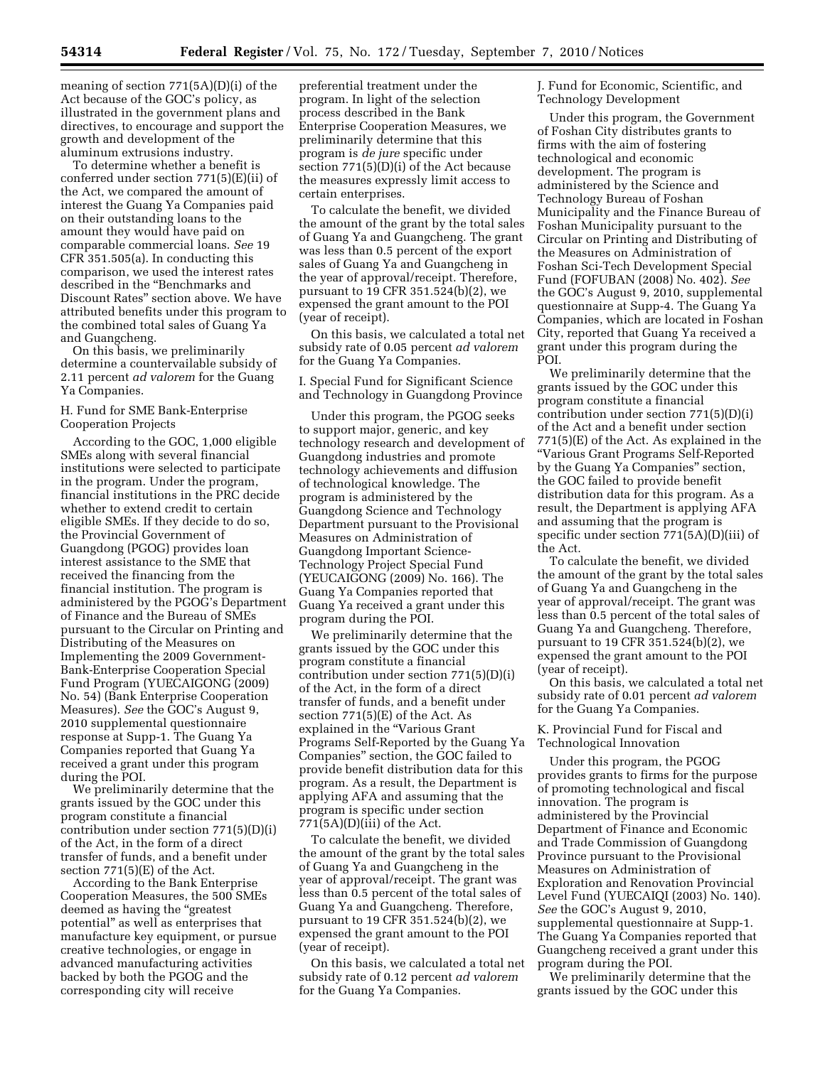meaning of section 771(5A)(D)(i) of the Act because of the GOC's policy, as illustrated in the government plans and directives, to encourage and support the growth and development of the aluminum extrusions industry.

To determine whether a benefit is conferred under section 771(5)(E)(ii) of the Act, we compared the amount of interest the Guang Ya Companies paid on their outstanding loans to the amount they would have paid on comparable commercial loans. *See* 19 CFR 351.505(a). In conducting this comparison, we used the interest rates described in the "Benchmarks and Discount Rates" section above. We have attributed benefits under this program to the combined total sales of Guang Ya and Guangcheng.

On this basis, we preliminarily determine a countervailable subsidy of 2.11 percent *ad valorem* for the Guang Ya Companies.

### H. Fund for SME Bank-Enterprise Cooperation Projects

According to the GOC, 1,000 eligible SMEs along with several financial institutions were selected to participate in the program. Under the program, financial institutions in the PRC decide whether to extend credit to certain eligible SMEs. If they decide to do so, the Provincial Government of Guangdong (PGOG) provides loan interest assistance to the SME that received the financing from the financial institution. The program is administered by the PGOG's Department of Finance and the Bureau of SMEs pursuant to the Circular on Printing and Distributing of the Measures on Implementing the 2009 Government-Bank-Enterprise Cooperation Special Fund Program (YUECAIGONG (2009) No. 54) (Bank Enterprise Cooperation Measures). *See* the GOC's August 9, 2010 supplemental questionnaire response at Supp-1. The Guang Ya Companies reported that Guang Ya received a grant under this program during the POI.

We preliminarily determine that the grants issued by the GOC under this program constitute a financial contribution under section 771(5)(D)(i) of the Act, in the form of a direct transfer of funds, and a benefit under section 771(5)(E) of the Act.

According to the Bank Enterprise Cooperation Measures, the 500 SMEs deemed as having the "greatest potential" as well as enterprises that manufacture key equipment, or pursue creative technologies, or engage in advanced manufacturing activities backed by both the PGOG and the corresponding city will receive preferential treatment under the program. In light of the selection process described in the Bank Enterprise Cooperation Measures, we preliminarily determine that this program is *de jure* specific under section 771(5)(D)(i) of the Act because the measures expressly limit access to certain enterprises.

To calculate the benefit, we divided the amount of the grant by the total sales of Guang Ya and Guangcheng. The grant was less than 0.5 percent of the export sales of Guang Ya and Guangcheng in the year of approval/receipt. Therefore, pursuant to 19 CFR 351.524(b)(2), we expensed the grant amount to the POI (year of receipt).

On this basis, we calculated a total net subsidy rate of 0.05 percent *ad valorem* for the Guang Ya Companies.

### I. Special Fund for Significant Science and Technology in Guangdong Province

Under this program, the PGOG seeks to support major, generic, and key technology research and development of Guangdong industries and promote technology achievements and diffusion of technological knowledge. The program is administered by the Guangdong Science and Technology Department pursuant to the Provisional Measures on Administration of Guangdong Important Science-Technology Project Special Fund (YEUCAIGONG (2009) No. 166). The Guang Ya Companies reported that Guang Ya received a grant under this program during the POI.

We preliminarily determine that the grants issued by the GOC under this program constitute a financial contribution under section 771(5)(D)(i) of the Act, in the form of a direct transfer of funds, and a benefit under section 771(5)(E) of the Act. As explained in the "Various Grant Programs Self-Reported by the Guang Ya Companies" section, the GOC failed to provide benefit distribution data for this program. As a result, the Department is applying AFA and assuming that the program is specific under section 771(5A)(D)(iii) of the Act.

To calculate the benefit, we divided the amount of the grant by the total sales of Guang Ya and Guangcheng in the year of approval/receipt. The grant was less than 0.5 percent of the total sales of Guang Ya and Guangcheng. Therefore, pursuant to 19 CFR 351.524(b)(2), we expensed the grant amount to the POI (year of receipt).

On this basis, we calculated a total net subsidy rate of 0.12 percent *ad valorem* for the Guang Ya Companies.

### J. Fund for Economic, Scientific, and Technology Development

Under this program, the Government of Foshan City distributes grants to firms with the aim of fostering technological and economic development. The program is administered by the Science and Technology Bureau of Foshan Municipality and the Finance Bureau of Foshan Municipality pursuant to the Circular on Printing and Distributing of the Measures on Administration of Foshan Sci-Tech Development Special Fund (FOFUBAN (2008) No. 402). *See* the GOC's August 9, 2010, supplemental questionnaire at Supp-4. The Guang Ya Companies, which are located in Foshan City, reported that Guang Ya received a grant under this program during the POI.

We preliminarily determine that the grants issued by the GOC under this program constitute a financial contribution under section 771(5)(D)(i) of the Act and a benefit under section 771(5)(E) of the Act. As explained in the "Various Grant Programs Self-Reported by the Guang Ya Companies" section, the GOC failed to provide benefit distribution data for this program. As a result, the Department is applying AFA and assuming that the program is specific under section 771(5A)(D)(iii) of the Act.

To calculate the benefit, we divided the amount of the grant by the total sales of Guang Ya and Guangcheng in the year of approval/receipt. The grant was less than 0.5 percent of the total sales of Guang Ya and Guangcheng. Therefore, pursuant to 19 CFR 351.524(b)(2), we expensed the grant amount to the POI (year of receipt).

On this basis, we calculated a total net subsidy rate of 0.01 percent *ad valorem* for the Guang Ya Companies.

### K. Provincial Fund for Fiscal and Technological Innovation

Under this program, the PGOG provides grants to firms for the purpose of promoting technological and fiscal innovation. The program is administered by the Provincial Department of Finance and Economic and Trade Commission of Guangdong Province pursuant to the Provisional Measures on Administration of Exploration and Renovation Provincial Level Fund (YUECAIQI (2003) No. 140). *See* the GOC's August 9, 2010, supplemental questionnaire at Supp-1. The Guang Ya Companies reported that Guangcheng received a grant under this program during the POI.

We preliminarily determine that the grants issued by the GOC under this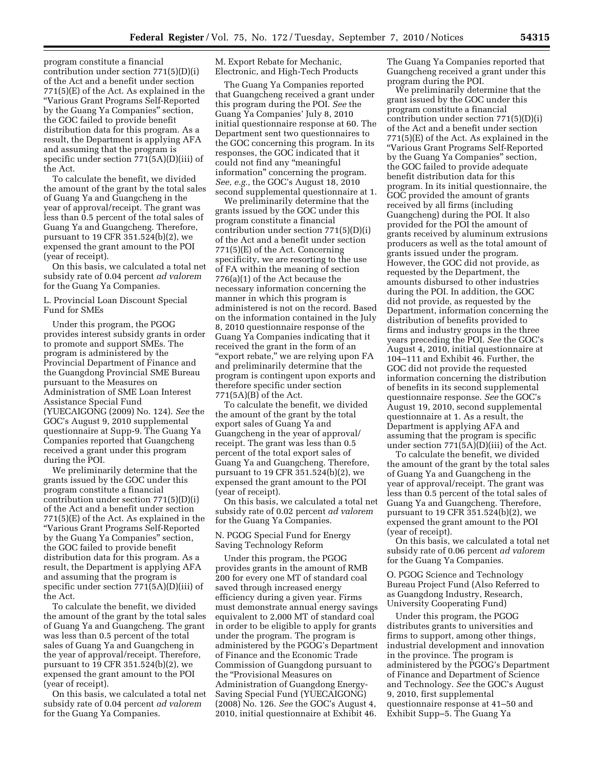program constitute a financial contribution under section 771(5)(D)(i) of the Act and a benefit under section 771(5)(E) of the Act. As explained in the "Various Grant Programs Self-Reported by the Guang Ya Companies" section, the GOC failed to provide benefit distribution data for this program. As a result, the Department is applying AFA and assuming that the program is specific under section 771(5A)(D)(iii) of the Act.

To calculate the benefit, we divided the amount of the grant by the total sales of Guang Ya and Guangcheng in the year of approval/receipt. The grant was less than 0.5 percent of the total sales of Guang Ya and Guangcheng. Therefore, pursuant to 19 CFR 351.524(b)(2), we expensed the grant amount to the POI (year of receipt).

On this basis, we calculated a total net subsidy rate of 0.04 percent *ad valorem* for the Guang Ya Companies.

### L. Provincial Loan Discount Special Fund for SMEs

Under this program, the PGOG provides interest subsidy grants in order to promote and support SMEs. The program is administered by the Provincial Department of Finance and the Guangdong Provincial SME Bureau pursuant to the Measures on Administration of SME Loan Interest Assistance Special Fund (YUECAIGONG (2009) No. 124). *See* the GOC's August 9, 2010 supplemental questionnaire at Supp-9. The Guang Ya Companies reported that Guangcheng received a grant under this program during the POI.

We preliminarily determine that the grants issued by the GOC under this program constitute a financial contribution under section 771(5)(D)(i) of the Act and a benefit under section 771(5)(E) of the Act. As explained in the "Various Grant Programs Self-Reported by the Guang Ya Companies" section, the GOC failed to provide benefit distribution data for this program. As a result, the Department is applying AFA and assuming that the program is specific under section 771(5A)(D)(iii) of the Act.

To calculate the benefit, we divided the amount of the grant by the total sales of Guang Ya and Guangcheng. The grant was less than 0.5 percent of the total sales of Guang Ya and Guangcheng in the year of approval/receipt. Therefore, pursuant to 19 CFR 351.524(b)(2), we expensed the grant amount to the POI (year of receipt).

On this basis, we calculated a total net subsidy rate of 0.04 percent *ad valorem* for the Guang Ya Companies.

### M. Export Rebate for Mechanic, Electronic, and High-Tech Products

The Guang Ya Companies reported that Guangcheng received a grant under this program during the POI. *See* the Guang Ya Companies' July 8, 2010 initial questionnaire response at 60. The Department sent two questionnaires to the GOC concerning this program. In its responses, the GOC indicated that it could not find any "meaningful information" concerning the program. *See, e.g.,* the GOC's August 18, 2010 second supplemental questionnaire at 1.

We preliminarily determine that the grants issued by the GOC under this program constitute a financial contribution under section 771(5)(D)(i) of the Act and a benefit under section 771(5)(E) of the Act. Concerning specificity, we are resorting to the use of FA within the meaning of section 776(a)(1) of the Act because the necessary information concerning the manner in which this program is administered is not on the record. Based on the information contained in the July 8, 2010 questionnaire response of the Guang Ya Companies indicating that it received the grant in the form of an "export rebate," we are relying upon FA and preliminarily determine that the program is contingent upon exports and therefore specific under section 771(5A)(B) of the Act.

To calculate the benefit, we divided the amount of the grant by the total export sales of Guang Ya and Guangcheng in the year of approval/receipt. The grant was less than 0.5 percent of the total export sales of Guang Ya and Guangcheng. Therefore, pursuant to 19 CFR 351.524(b)(2), we expensed the grant amount to the POI (year of receipt).

On this basis, we calculated a total net subsidy rate of 0.02 percent *ad valorem* for the Guang Ya Companies.

### N. PGOG Special Fund for Energy Saving Technology Reform

Under this program, the PGOG provides grants in the amount of RMB 200 for every one MT of standard coal saved through increased energy efficiency during a given year. Firms must demonstrate annual energy savings equivalent to 2,000 MT of standard coal in order to be eligible to apply for grants under the program. The program is administered by the PGOG's Department of Finance and the Economic Trade Commission of Guangdong pursuant to the "Provisional Measures on Administration of Guangdong Energy-Saving Special Fund (YUECAIGONG) (2008) No. 126. *See* the GOC's August 4, 2010, initial questionnaire at Exhibit 46. The Guang Ya Companies reported that Guangcheng received a grant under this program during the POI.

We preliminarily determine that the grant issued by the GOC under this program constitute a financial contribution under section 771(5)(D)(i) of the Act and a benefit under section 771(5)(E) of the Act. As explained in the "Various Grant Programs Self-Reported by the Guang Ya Companies" section, the GOC failed to provide adequate benefit distribution data for this program. In its initial questionnaire, the GOC provided the amount of grants received by all firms (including Guangcheng) during the POI. It also provided for the POI the amount of grants received by aluminum extrusions producers as well as the total amount of grants issued under the program. However, the GOC did not provide, as requested by the Department, the amounts disbursed to other industries during the POI. In addition, the GOC did not provide, as requested by the Department, information concerning the distribution of benefits provided to firms and industry groups in the three years preceding the POI. *See* the GOC's August 4, 2010, initial questionnaire at 104–111 and Exhibit 46. Further, the GOC did not provide the requested information concerning the distribution of benefits in its second supplemental questionnaire response. *See* the GOC's August 19, 2010, second supplemental questionnaire at 1. As a result, the Department is applying AFA and assuming that the program is specific under section 771(5A)(D)(iii) of the Act.

To calculate the benefit, we divided the amount of the grant by the total sales of Guang Ya and Guangcheng in the year of approval/receipt. The grant was less than 0.5 percent of the total sales of Guang Ya and Guangcheng. Therefore, pursuant to 19 CFR 351.524(b)(2), we expensed the grant amount to the POI (year of receipt).

On this basis, we calculated a total net subsidy rate of 0.06 percent *ad valorem* for the Guang Ya Companies.

### O. PGOG Science and Technology Bureau Project Fund (Also Referred to as Guangdong Industry, Research, University Cooperating Fund)

Under this program, the PGOG distributes grants to universities and firms to support, among other things, industrial development and innovation in the province. The program is administered by the PGOG's Department of Finance and Department of Science and Technology. *See* the GOC's August 9, 2010, first supplemental questionnaire response at 41–50 and Exhibit Supp–5. The Guang Ya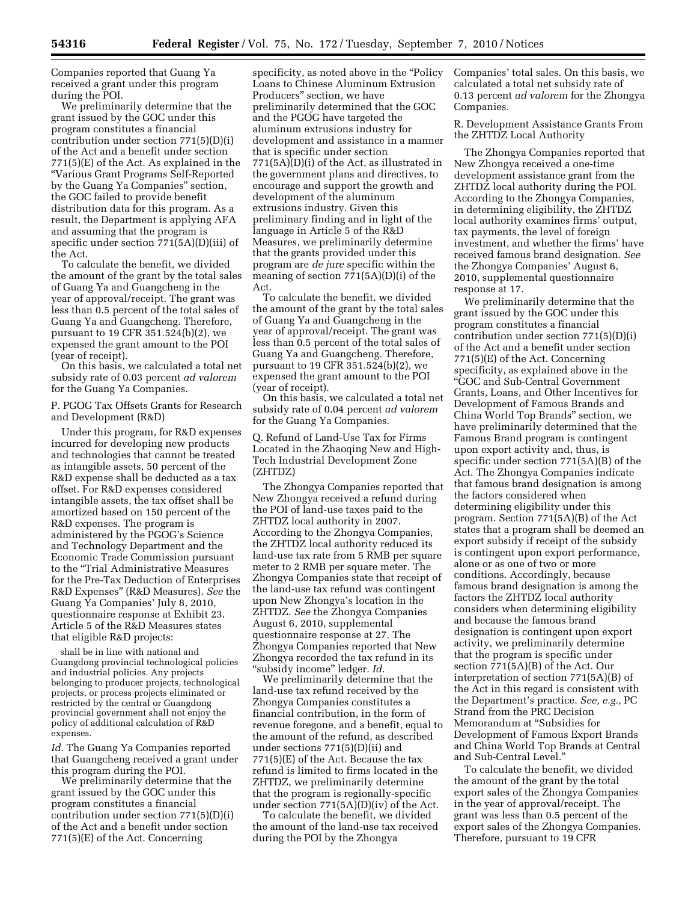Companies reported that Guang Ya received a grant under this program during the POI.

We preliminarily determine that the grant issued by the GOC under this program constitutes a financial contribution under section 771(5)(D)(i) of the Act and a benefit under section 771(5)(E) of the Act. As explained in the "Various Grant Programs Self-Reported by the Guang Ya Companies" section, the GOC failed to provide benefit distribution data for this program. As a result, the Department is applying AFA and assuming that the program is specific under section 771(5A)(D)(iii) of the Act.

To calculate the benefit, we divided the amount of the grant by the total sales of Guang Ya and Guangcheng in the year of approval/receipt. The grant was less than 0.5 percent of the total sales of Guang Ya and Guangcheng. Therefore, pursuant to 19 CFR 351.524(b)(2), we expensed the grant amount to the POI (year of receipt).

On this basis, we calculated a total net subsidy rate of 0.03 percent *ad valorem* for the Guang Ya Companies.

P. PGOG Tax Offsets Grants for Research and Development (R&D)

Under this program, for R&D expenses incurred for developing new products and technologies that cannot be treated as intangible assets, 50 percent of the R&D expense shall be deducted as a tax offset. For R&D expenses considered intangible assets, the tax offset shall be amortized based on 150 percent of the R&D expenses. The program is administered by the PGOG's Science and Technology Department and the Economic Trade Commission pursuant to the "Trial Administrative Measures for the Pre-Tax Deduction of Enterprises R&D Expenses" (R&D Measures). *See* the Guang Ya Companies' July 8, 2010, questionnaire response at Exhibit 23. Article 5 of the R&D Measures states that eligible R&D projects:

> shall be in line with national and Guangdong provincial technological policies and industrial policies. Any projects belonging to producer projects, technological projects, or process projects eliminated or restricted by the central or Guangdong provincial government shall not enjoy the policy of additional calculation of R&D expenses.

*Id.* The Guang Ya Companies reported that Guangcheng received a grant under this program during the POI.

We preliminarily determine that the grant issued by the GOC under this program constitutes a financial contribution under section 771(5)(D)(i) of the Act and a benefit under section 771(5)(E) of the Act. Concerning specificity, as noted above in the "Policy Loans to Chinese Aluminum Extrusion Producers" section, we have preliminarily determined that the GOC and the PGOG have targeted the aluminum extrusions industry for development and assistance in a manner that is specific under section 771(5A)(D)(i) of the Act, as illustrated in the government plans and directives, to encourage and support the growth and development of the aluminum extrusions industry. Given this preliminary finding and in light of the language in Article 5 of the R&D Measures, we preliminarily determine that the grants provided under this program are *de jure* specific within the meaning of section 771(5A)(D)(i) of the Act.

To calculate the benefit, we divided the amount of the grant by the total sales of Guang Ya and Guangcheng in the year of approval/receipt. The grant was less than 0.5 percent of the total sales of Guang Ya and Guangcheng. Therefore, pursuant to 19 CFR 351.524(b)(2), we expensed the grant amount to the POI (year of receipt).

On this basis, we calculated a total net subsidy rate of 0.04 percent *ad valorem* for the Guang Ya Companies.

Q. Refund of Land-Use Tax for Firms Located in the Zhaoqing New and High-Tech Industrial Development Zone (ZHTDZ)

The Zhongya Companies reported that New Zhongya received a refund during the POI of land-use taxes paid to the ZHTDZ local authority in 2007. According to the Zhongya Companies, the ZHTDZ local authority reduced its land-use tax rate from 5 RMB per square meter to 2 RMB per square meter. The Zhongya Companies state that receipt of the land-use tax refund was contingent upon New Zhongya's location in the ZHTDZ. *See* the Zhongya Companies August 6, 2010, supplemental questionnaire response at 27. The Zhongya Companies reported that New Zhongya recorded the tax refund in its "subsidy income" ledger. *Id.*

We preliminarily determine that the land-use tax refund received by the Zhongya Companies constitutes a financial contribution, in the form of revenue foregone, and a benefit, equal to the amount of the refund, as described under sections 771(5)(D)(ii) and 771(5)(E) of the Act. Because the tax refund is limited to firms located in the ZHTDZ, we preliminarily determine that the program is regionally-specific under section 771(5A)(D)(iv) of the Act.

To calculate the benefit, we divided the amount of the land-use tax received during the POI by the Zhongya Companies' total sales. On this basis, we calculated a total net subsidy rate of 0.13 percent *ad valorem* for the Zhongya Companies.

R. Development Assistance Grants From the ZHTDZ Local Authority

The Zhongya Companies reported that New Zhongya received a one-time development assistance grant from the ZHTDZ local authority during the POI. According to the Zhongya Companies, in determining eligibility, the ZHTDZ local authority examines firms' output, tax payments, the level of foreign investment, and whether the firms' have received famous brand designation. *See* the Zhongya Companies' August 6, 2010, supplemental questionnaire response at 17.

We preliminarily determine that the grant issued by the GOC under this program constitutes a financial contribution under section 771(5)(D)(i) of the Act and a benefit under section 771(5)(E) of the Act. Concerning specificity, as explained above in the "GOC and Sub-Central Government Grants, Loans, and Other Incentives for Development of Famous Brands and China World Top Brands" section, we have preliminarily determined that the Famous Brand program is contingent upon export activity and, thus, is specific under section 771(5A)(B) of the Act. The Zhongya Companies indicate that famous brand designation is among the factors considered when determining eligibility under this program. Section 771(5A)(B) of the Act states that a program shall be deemed an export subsidy if receipt of the subsidy is contingent upon export performance, alone or as one of two or more conditions. Accordingly, because famous brand designation is among the factors the ZHTDZ local authority considers when determining eligibility and because the famous brand designation is contingent upon export activity, we preliminarily determine that the program is specific under section 771(5A)(B) of the Act. Our interpretation of section 771(5A)(B) of the Act in this regard is consistent with the Department's practice. *See, e.g.,* PC Strand from the PRC Decision Memorandum at "Subsidies for Development of Famous Export Brands and China World Top Brands at Central and Sub-Central Level."

To calculate the benefit, we divided the amount of the grant by the total export sales of the Zhongya Companies in the year of approval/receipt. The grant was less than 0.5 percent of the export sales of the Zhongya Companies. Therefore, pursuant to 19 CFR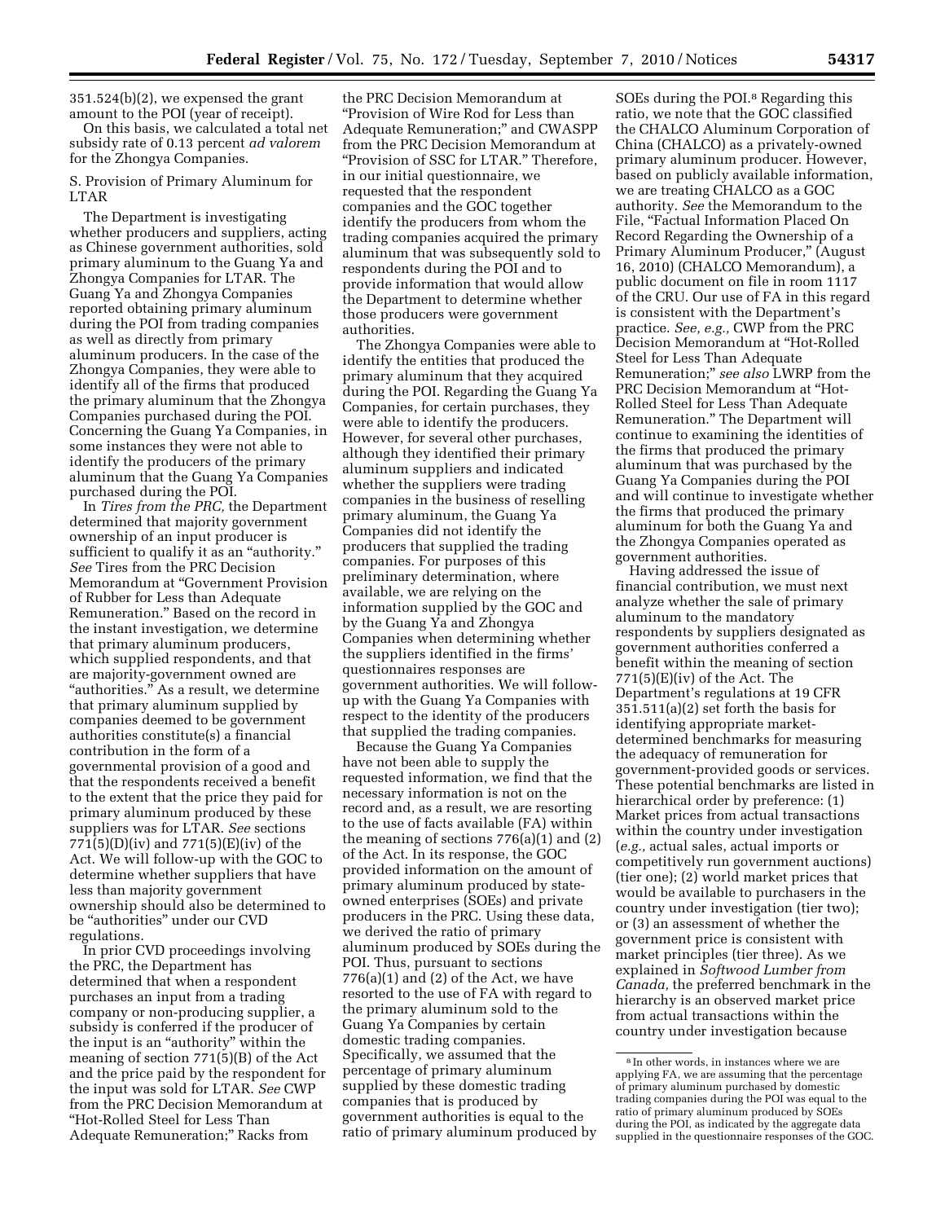351.524(b)(2), we expensed the grant amount to the POI (year of receipt).

On this basis, we calculated a total net subsidy rate of 0.13 percent *ad valorem* for the Zhongya Companies.

S. Provision of Primary Aluminum for LTAR

The Department is investigating whether producers and suppliers, acting as Chinese government authorities, sold primary aluminum to the Guang Ya and Zhongya Companies for LTAR. The Guang Ya and Zhongya Companies reported obtaining primary aluminum during the POI from trading companies as well as directly from primary aluminum producers. In the case of the Zhongya Companies, they were able to identify all of the firms that produced the primary aluminum that the Zhongya Companies purchased during the POI. Concerning the Guang Ya Companies, in some instances they were not able to identify the producers of the primary aluminum that the Guang Ya Companies purchased during the POI.

In *Tires from the PRC,* the Department determined that majority government ownership of an input producer is sufficient to qualify it as an "authority." *See* Tires from the PRC Decision Memorandum at "Government Provision of Rubber for Less than Adequate Remuneration." Based on the record in the instant investigation, we determine that primary aluminum producers, which supplied respondents, and that are majority-government owned are "authorities." As a result, we determine that primary aluminum supplied by companies deemed to be government authorities constitute(s) a financial contribution in the form of a governmental provision of a good and that the respondents received a benefit to the extent that the price they paid for primary aluminum produced by these suppliers was for LTAR. *See* sections 771(5)(D)(iv) and 771(5)(E)(iv) of the Act. We will follow-up with the GOC to determine whether suppliers that have less than majority government ownership should also be determined to be "authorities" under our CVD regulations.

In prior CVD proceedings involving the PRC, the Department has determined that when a respondent purchases an input from a trading company or non-producing supplier, a subsidy is conferred if the producer of the input is an "authority" within the meaning of section 771(5)(B) of the Act and the price paid by the respondent for the input was sold for LTAR. *See* CWP from the PRC Decision Memorandum at "Hot-Rolled Steel for Less Than Adequate Remuneration;" Racks from the PRC Decision Memorandum at "Provision of Wire Rod for Less than Adequate Remuneration;" and CWASPP from the PRC Decision Memorandum at "Provision of SSC for LTAR." Therefore, in our initial questionnaire, we requested that the respondent companies and the GOC together identify the producers from whom the trading companies acquired the primary aluminum that was subsequently sold to respondents during the POI and to provide information that would allow the Department to determine whether those producers were government authorities.

The Zhongya Companies were able to identify the entities that produced the primary aluminum that they acquired during the POI. Regarding the Guang Ya Companies, for certain purchases, they were able to identify the producers. However, for several other purchases, although they identified their primary aluminum suppliers and indicated whether the suppliers were trading companies in the business of reselling primary aluminum, the Guang Ya Companies did not identify the producers that supplied the trading companies. For purposes of this preliminary determination, where available, we are relying on the information supplied by the GOC and by the Guang Ya and Zhongya Companies when determining whether the suppliers identified in the firms' questionnaires responses are government authorities. We will follow-up with the Guang Ya Companies with respect to the identity of the producers that supplied the trading companies.

Because the Guang Ya Companies have not been able to supply the requested information, we find that the necessary information is not on the record and, as a result, we are resorting to the use of facts available (FA) within the meaning of sections 776(a)(1) and (2) of the Act. In its response, the GOC provided information on the amount of primary aluminum produced by state-owned enterprises (SOEs) and private producers in the PRC. Using these data, we derived the ratio of primary aluminum produced by SOEs during the POI. Thus, pursuant to sections 776(a)(1) and (2) of the Act, we have resorted to the use of FA with regard to the primary aluminum sold to the Guang Ya Companies by certain domestic trading companies. Specifically, we assumed that the percentage of primary aluminum supplied by these domestic trading companies that is produced by government authorities is equal to the ratio of primary aluminum produced by SOEs during the POI.[8] Regarding this ratio, we note that the GOC classified the CHALCO Aluminum Corporation of China (CHALCO) as a privately-owned primary aluminum producer. However, based on publicly available information, we are treating CHALCO as a GOC authority. *See* the Memorandum to the File, "Factual Information Placed On Record Regarding the Ownership of a Primary Aluminum Producer," (August 16, 2010) (CHALCO Memorandum), a public document on file in room 1117 of the CRU. Our use of FA in this regard is consistent with the Department's practice. *See, e.g.,* CWP from the PRC Decision Memorandum at "Hot-Rolled Steel for Less Than Adequate Remuneration;" *see also* LWRP from the PRC Decision Memorandum at "Hot-Rolled Steel for Less Than Adequate Remuneration." The Department will continue to examining the identities of the firms that produced the primary aluminum that was purchased by the Guang Ya Companies during the POI and will continue to investigate whether the firms that produced the primary aluminum for both the Guang Ya and the Zhongya Companies operated as government authorities.

Having addressed the issue of financial contribution, we must next analyze whether the sale of primary aluminum to the mandatory respondents by suppliers designated as government authorities conferred a benefit within the meaning of section 771(5)(E)(iv) of the Act. The Department's regulations at 19 CFR 351.511(a)(2) set forth the basis for identifying appropriate market-determined benchmarks for measuring the adequacy of remuneration for government-provided goods or services. These potential benchmarks are listed in hierarchical order by preference: (1) Market prices from actual transactions within the country under investigation (*e.g.,* actual sales, actual imports or competitively run government auctions) (tier one); (2) world market prices that would be available to purchasers in the country under investigation (tier two); or (3) an assessment of whether the government price is consistent with market principles (tier three). As we explained in *Softwood Lumber from Canada,* the preferred benchmark in the hierarchy is an observed market price from actual transactions within the country under investigation because

[8] In other words, in instances where we are applying FA, we are assuming that the percentage of primary aluminum purchased by domestic trading companies during the POI was equal to the ratio of primary aluminum produced by SOEs during the POI, as indicated by the aggregate data supplied in the questionnaire responses of the GOC.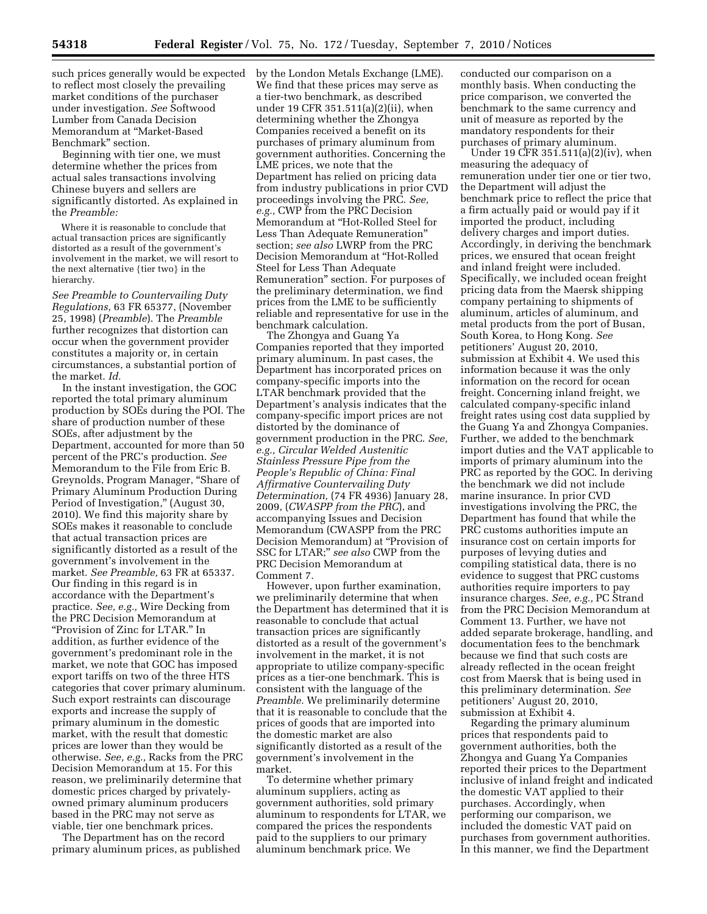such prices generally would be expected to reflect most closely the prevailing market conditions of the purchaser under investigation. *See* Softwood Lumber from Canada Decision Memorandum at "Market-Based Benchmark" section.

Beginning with tier one, we must determine whether the prices from actual sales transactions involving Chinese buyers and sellers are significantly distorted. As explained in the *Preamble:*

> Where it is reasonable to conclude that actual transaction prices are significantly distorted as a result of the government's involvement in the market, we will resort to the next alternative {tier two} in the hierarchy.

*See Preamble to Countervailing Duty Regulations,* 63 FR 65377, (November 25, 1998) (*Preamble*). The *Preamble* further recognizes that distortion can occur when the government provider constitutes a majority or, in certain circumstances, a substantial portion of the market. *Id.*

In the instant investigation, the GOC reported the total primary aluminum production by SOEs during the POI. The share of production number of these SOEs, after adjustment by the Department, accounted for more than 50 percent of the PRC's production. *See* Memorandum to the File from Eric B. Greynolds, Program Manager, "Share of Primary Aluminum Production During Period of Investigation," (August 30, 2010). We find this majority share by SOEs makes it reasonable to conclude that actual transaction prices are significantly distorted as a result of the government's involvement in the market. *See Preamble,* 63 FR at 65337. Our finding in this regard is in accordance with the Department's practice. *See, e.g.,* Wire Decking from the PRC Decision Memorandum at "Provision of Zinc for LTAR." In addition, as further evidence of the government's predominant role in the market, we note that GOC has imposed export tariffs on two of the three HTS categories that cover primary aluminum. Such export restraints can discourage exports and increase the supply of primary aluminum in the domestic market, with the result that domestic prices are lower than they would be otherwise. *See, e.g.,* Racks from the PRC Decision Memorandum at 15. For this reason, we preliminarily determine that domestic prices charged by privately-owned primary aluminum producers based in the PRC may not serve as viable, tier one benchmark prices.

The Department has on the record primary aluminum prices, as published by the London Metals Exchange (LME). We find that these prices may serve as a tier-two benchmark, as described under 19 CFR 351.511(a)(2)(ii), when determining whether the Zhongya Companies received a benefit on its purchases of primary aluminum from government authorities. Concerning the LME prices, we note that the Department has relied on pricing data from industry publications in prior CVD proceedings involving the PRC. *See, e.g.,* CWP from the PRC Decision Memorandum at "Hot-Rolled Steel for Less Than Adequate Remuneration" section; *see also* LWRP from the PRC Decision Memorandum at "Hot-Rolled Steel for Less Than Adequate Remuneration" section. For purposes of the preliminary determination, we find prices from the LME to be sufficiently reliable and representative for use in the benchmark calculation.

The Zhongya and Guang Ya Companies reported that they imported primary aluminum. In past cases, the Department has incorporated prices on company-specific imports into the LTAR benchmark provided that the Department's analysis indicates that the company-specific import prices are not distorted by the dominance of government production in the PRC. *See, e.g., Circular Welded Austenitic Stainless Pressure Pipe from the People's Republic of China: Final Affirmative Countervailing Duty Determination,* (74 FR 4936) January 28, 2009, (*CWASPP from the PRC*), and accompanying Issues and Decision Memorandum (CWASPP from the PRC Decision Memorandum) at "Provision of SSC for LTAR;" *see also* CWP from the PRC Decision Memorandum at Comment 7.

However, upon further examination, we preliminarily determine that when the Department has determined that it is reasonable to conclude that actual transaction prices are significantly distorted as a result of the government's involvement in the market, it is not appropriate to utilize company-specific prices as a tier-one benchmark. This is consistent with the language of the *Preamble.* We preliminarily determine that it is reasonable to conclude that the prices of goods that are imported into the domestic market are also significantly distorted as a result of the government's involvement in the market.

To determine whether primary aluminum suppliers, acting as government authorities, sold primary aluminum to respondents for LTAR, we compared the prices the respondents paid to the suppliers to our primary aluminum benchmark price. We conducted our comparison on a monthly basis. When conducting the price comparison, we converted the benchmark to the same currency and unit of measure as reported by the mandatory respondents for their purchases of primary aluminum.

Under 19 CFR 351.511(a)(2)(iv), when measuring the adequacy of remuneration under tier one or tier two, the Department will adjust the benchmark price to reflect the price that a firm actually paid or would pay if it imported the product, including delivery charges and import duties. Accordingly, in deriving the benchmark prices, we ensured that ocean freight and inland freight were included. Specifically, we included ocean freight pricing data from the Maersk shipping company pertaining to shipments of aluminum, articles of aluminum, and metal products from the port of Busan, South Korea, to Hong Kong. *See* petitioners' August 20, 2010, submission at Exhibit 4. We used this information because it was the only information on the record for ocean freight. Concerning inland freight, we calculated company-specific inland freight rates using cost data supplied by the Guang Ya and Zhongya Companies. Further, we added to the benchmark import duties and the VAT applicable to imports of primary aluminum into the PRC as reported by the GOC. In deriving the benchmark we did not include marine insurance. In prior CVD investigations involving the PRC, the Department has found that while the PRC customs authorities impute an insurance cost on certain imports for purposes of levying duties and compiling statistical data, there is no evidence to suggest that PRC customs authorities require importers to pay insurance charges. *See, e.g.,* PC Strand from the PRC Decision Memorandum at Comment 13. Further, we have not added separate brokerage, handling, and documentation fees to the benchmark because we find that such costs are already reflected in the ocean freight cost from Maersk that is being used in this preliminary determination. *See* petitioners' August 20, 2010, submission at Exhibit 4.

Regarding the primary aluminum prices that respondents paid to government authorities, both the Zhongya and Guang Ya Companies reported their prices to the Department inclusive of inland freight and indicated the domestic VAT applied to their purchases. Accordingly, when performing our comparison, we included the domestic VAT paid on purchases from government authorities. In this manner, we find the Department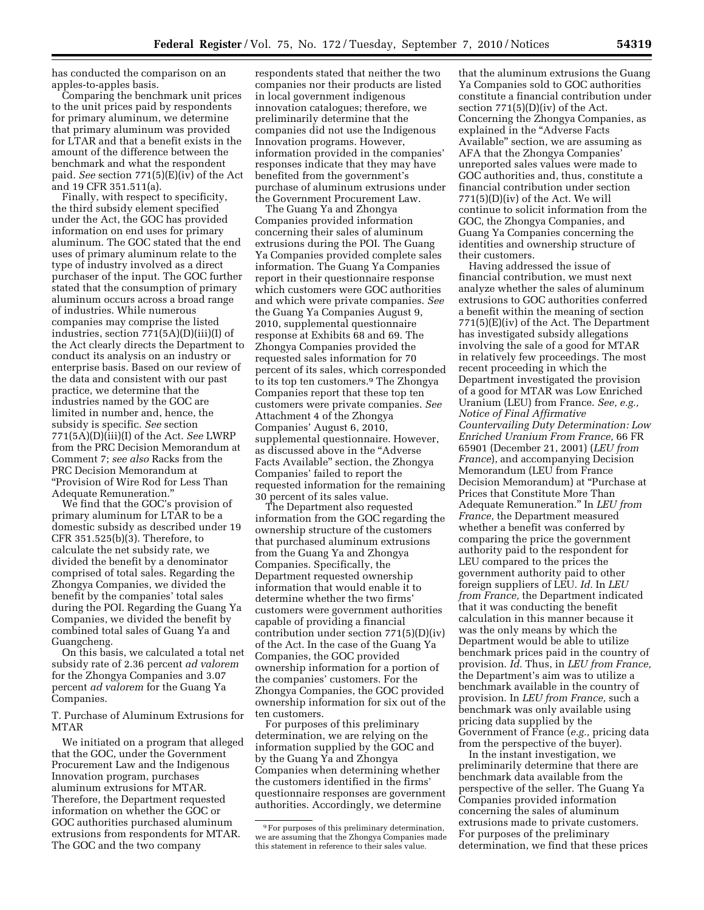has conducted the comparison on an apples-to-apples basis.

Comparing the benchmark unit prices to the unit prices paid by respondents for primary aluminum, we determine that primary aluminum was provided for LTAR and that a benefit exists in the amount of the difference between the benchmark and what the respondent paid. *See* section 771(5)(E)(iv) of the Act and 19 CFR 351.511(a).

Finally, with respect to specificity, the third subsidy element specified under the Act, the GOC has provided information on end uses for primary aluminum. The GOC stated that the end uses of primary aluminum relate to the type of industry involved as a direct purchaser of the input. The GOC further stated that the consumption of primary aluminum occurs across a broad range of industries. While numerous companies may comprise the listed industries, section 771(5A)(D)(iii)(I) of the Act clearly directs the Department to conduct its analysis on an industry or enterprise basis. Based on our review of the data and consistent with our past practice, we determine that the industries named by the GOC are limited in number and, hence, the subsidy is specific. *See* section 771(5A)(D)(iii)(I) of the Act. *See* LWRP from the PRC Decision Memorandum at Comment 7; *see also* Racks from the PRC Decision Memorandum at "Provision of Wire Rod for Less Than Adequate Remuneration."

We find that the GOC's provision of primary aluminum for LTAR to be a domestic subsidy as described under 19 CFR 351.525(b)(3). Therefore, to calculate the net subsidy rate, we divided the benefit by a denominator comprised of total sales. Regarding the Zhongya Companies, we divided the benefit by the companies' total sales during the POI. Regarding the Guang Ya Companies, we divided the benefit by combined total sales of Guang Ya and Guangcheng.

On this basis, we calculated a total net subsidy rate of 2.36 percent *ad valorem* for the Zhongya Companies and 3.07 percent *ad valorem* for the Guang Ya Companies.

T. Purchase of Aluminum Extrusions for MTAR

We initiated on a program that alleged that the GOC, under the Government Procurement Law and the Indigenous Innovation program, purchases aluminum extrusions for MTAR. Therefore, the Department requested information on whether the GOC or GOC authorities purchased aluminum extrusions from respondents for MTAR. The GOC and the two company respondents stated that neither the two companies nor their products are listed in local government indigenous innovation catalogues; therefore, we preliminarily determine that the companies did not use the Indigenous Innovation programs. However, information provided in the companies' responses indicate that they may have benefited from the government's purchase of aluminum extrusions under the Government Procurement Law.

The Guang Ya and Zhongya Companies provided information concerning their sales of aluminum extrusions during the POI. The Guang Ya Companies provided complete sales information. The Guang Ya Companies report in their questionnaire response which customers were GOC authorities and which were private companies. *See* the Guang Ya Companies August 9, 2010, supplemental questionnaire response at Exhibits 68 and 69. The Zhongya Companies provided the requested sales information for 70 percent of its sales, which corresponded to its top ten customers.[9] The Zhongya Companies report that these top ten customers were private companies. *See* Attachment 4 of the Zhongya Companies' August 6, 2010, supplemental questionnaire. However, as discussed above in the "Adverse Facts Available" section, the Zhongya Companies' failed to report the requested information for the remaining 30 percent of its sales value.

The Department also requested information from the GOC regarding the ownership structure of the customers that purchased aluminum extrusions from the Guang Ya and Zhongya Companies. Specifically, the Department requested ownership information that would enable it to determine whether the two firms' customers were government authorities capable of providing a financial contribution under section 771(5)(D)(iv) of the Act. In the case of the Guang Ya Companies, the GOC provided ownership information for a portion of the companies' customers. For the Zhongya Companies, the GOC provided ownership information for six out of the ten customers.

For purposes of this preliminary determination, we are relying on the information supplied by the GOC and by the Guang Ya and Zhongya Companies when determining whether the customers identified in the firms' questionnaire responses are government authorities. Accordingly, we determine that the aluminum extrusions the Guang Ya Companies sold to GOC authorities constitute a financial contribution under section 771(5)(D)(iv) of the Act. Concerning the Zhongya Companies, as explained in the "Adverse Facts Available" section, we are assuming as AFA that the Zhongya Companies' unreported sales values were made to GOC authorities and, thus, constitute a financial contribution under section 771(5)(D)(iv) of the Act. We will continue to solicit information from the GOC, the Zhongya Companies, and Guang Ya Companies concerning the identities and ownership structure of their customers.

Having addressed the issue of financial contribution, we must next analyze whether the sales of aluminum extrusions to GOC authorities conferred a benefit within the meaning of section 771(5)(E)(iv) of the Act. The Department has investigated subsidy allegations involving the sale of a good for MTAR in relatively few proceedings. The most recent proceeding in which the Department investigated the provision of a good for MTAR was Low Enriched Uranium (LEU) from France. *See, e.g., Notice of Final Affirmative Countervailing Duty Determination: Low Enriched Uranium From France,* 66 FR 65901 (December 21, 2001) (*LEU from France*), and accompanying Decision Memorandum (LEU from France Decision Memorandum) at "Purchase at Prices that Constitute More Than Adequate Remuneration." In *LEU from France,* the Department measured whether a benefit was conferred by comparing the price the government authority paid to the respondent for LEU compared to the prices the government authority paid to other foreign suppliers of LEU. *Id.* In *LEU from France,* the Department indicated that it was conducting the benefit calculation in this manner because it was the only means by which the Department would be able to utilize benchmark prices paid in the country of provision. *Id.* Thus, in *LEU from France,* the Department's aim was to utilize a benchmark available in the country of provision. In *LEU from France,* such a benchmark was only available using pricing data supplied by the Government of France (*e.g.,* pricing data from the perspective of the buyer).

In the instant investigation, we preliminarily determine that there are benchmark data available from the perspective of the seller. The Guang Ya Companies provided information concerning the sales of aluminum extrusions made to private customers. For purposes of the preliminary determination, we find that these prices

[9] For purposes of this preliminary determination, we are assuming that the Zhongya Companies made this statement in reference to their sales value.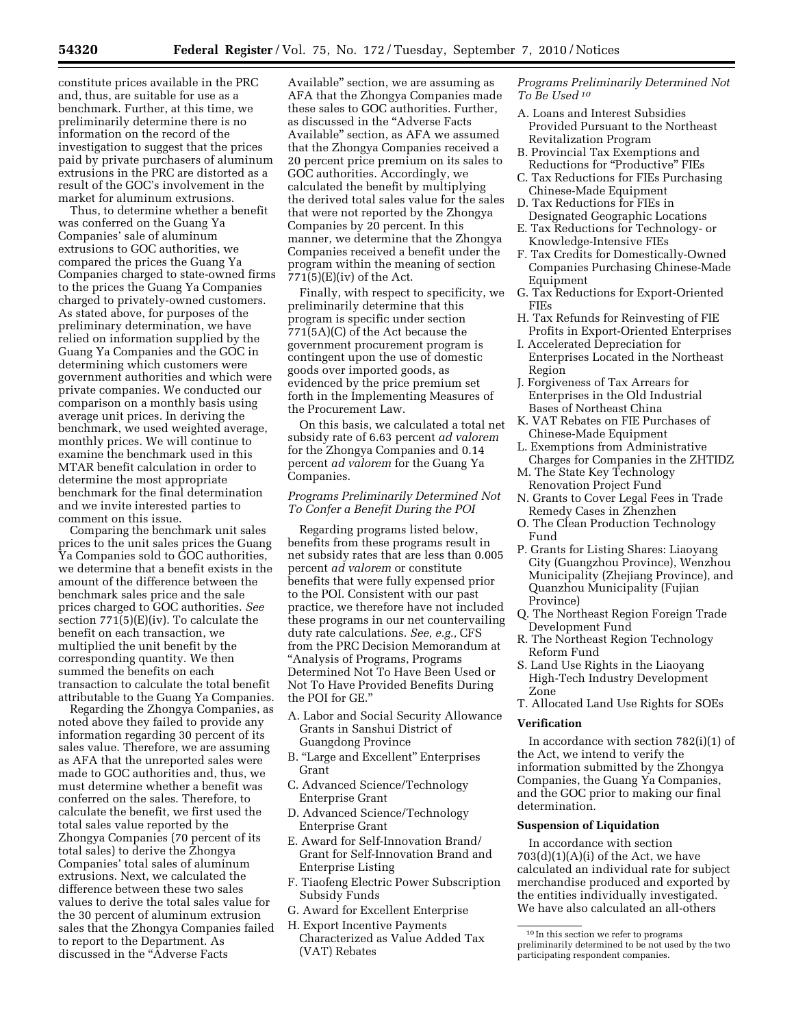constitute prices available in the PRC and, thus, are suitable for use as a benchmark. Further, at this time, we preliminarily determine there is no information on the record of the investigation to suggest that the prices paid by private purchasers of aluminum extrusions in the PRC are distorted as a result of the GOC's involvement in the market for aluminum extrusions.

Thus, to determine whether a benefit was conferred on the Guang Ya Companies' sale of aluminum extrusions to GOC authorities, we compared the prices the Guang Ya Companies charged to state-owned firms to the prices the Guang Ya Companies charged to privately-owned customers. As stated above, for purposes of the preliminary determination, we have relied on information supplied by the Guang Ya Companies and the GOC in determining which customers were government authorities and which were private companies. We conducted our comparison on a monthly basis using average unit prices. In deriving the benchmark, we used weighted average, monthly prices. We will continue to examine the benchmark used in this MTAR benefit calculation in order to determine the most appropriate benchmark for the final determination and we invite interested parties to comment on this issue.

Comparing the benchmark unit sales prices to the unit sales prices the Guang Ya Companies sold to GOC authorities, we determine that a benefit exists in the amount of the difference between the benchmark sales price and the sale prices charged to GOC authorities. *See* section 771(5)(E)(iv). To calculate the benefit on each transaction, we multiplied the unit benefit by the corresponding quantity. We then summed the benefits on each transaction to calculate the total benefit attributable to the Guang Ya Companies.

Regarding the Zhongya Companies, as noted above they failed to provide any information regarding 30 percent of its sales value. Therefore, we are assuming as AFA that the unreported sales were made to GOC authorities and, thus, we must determine whether a benefit was conferred on the sales. Therefore, to calculate the benefit, we first used the total sales value reported by the Zhongya Companies (70 percent of its total sales) to derive the Zhongya Companies' total sales of aluminum extrusions. Next, we calculated the difference between these two sales values to derive the total sales value for the 30 percent of aluminum extrusion sales that the Zhongya Companies failed to report to the Department. As discussed in the "Adverse Facts Available" section, we are assuming as AFA that the Zhongya Companies made these sales to GOC authorities. Further, as discussed in the "Adverse Facts Available" section, as AFA we assumed that the Zhongya Companies received a 20 percent price premium on its sales to GOC authorities. Accordingly, we calculated the benefit by multiplying the derived total sales value for the sales that were not reported by the Zhongya Companies by 20 percent. In this manner, we determine that the Zhongya Companies received a benefit under the program within the meaning of section 771(5)(E)(iv) of the Act.

Finally, with respect to specificity, we preliminarily determine that this program is specific under section 771(5A)(C) of the Act because the government procurement program is contingent upon the use of domestic goods over imported goods, as evidenced by the price premium set forth in the Implementing Measures of the Procurement Law.

On this basis, we calculated a total net subsidy rate of 6.63 percent *ad valorem* for the Zhongya Companies and 0.14 percent *ad valorem* for the Guang Ya Companies.

*Programs Preliminarily Determined Not To Confer a Benefit During the POI*

Regarding programs listed below, benefits from these programs result in net subsidy rates that are less than 0.005 percent *ad valorem* or constitute benefits that were fully expensed prior to the POI. Consistent with our past practice, we therefore have not included these programs in our net countervailing duty rate calculations. *See, e.g.,* CFS from the PRC Decision Memorandum at "Analysis of Programs, Programs Determined Not To Have Been Used or Not To Have Provided Benefits During the POI for GE."

A. Labor and Social Security Allowance Grants in Sanshui District of Guangdong Province
B. "Large and Excellent" Enterprises Grant
C. Advanced Science/Technology Enterprise Grant
D. Advanced Science/Technology Enterprise Grant
E. Award for Self-Innovation Brand/ Grant for Self-Innovation Brand and Enterprise Listing
F. Tiaofeng Electric Power Subscription Subsidy Funds
G. Award for Excellent Enterprise
H. Export Incentive Payments Characterized as Value Added Tax (VAT) Rebates

*Programs Preliminarily Determined Not To Be Used* [10]

A. Loans and Interest Subsidies Provided Pursuant to the Northeast Revitalization Program
B. Provincial Tax Exemptions and Reductions for "Productive" FIEs
C. Tax Reductions for FIEs Purchasing Chinese-Made Equipment
D. Tax Reductions for FIEs in Designated Geographic Locations
E. Tax Reductions for Technology- or Knowledge-Intensive FIEs
F. Tax Credits for Domestically-Owned Companies Purchasing Chinese-Made Equipment
G. Tax Reductions for Export-Oriented FIEs
H. Tax Refunds for Reinvesting of FIE Profits in Export-Oriented Enterprises
I. Accelerated Depreciation for Enterprises Located in the Northeast Region
J. Forgiveness of Tax Arrears for Enterprises in the Old Industrial Bases of Northeast China
K. VAT Rebates on FIE Purchases of Chinese-Made Equipment
L. Exemptions from Administrative Charges for Companies in the ZHTIDZ
M. The State Key Technology Renovation Project Fund
N. Grants to Cover Legal Fees in Trade Remedy Cases in Zhenzhen
O. The Clean Production Technology Fund
P. Grants for Listing Shares: Liaoyang City (Guangzhou Province), Wenzhou Municipality (Zhejiang Province), and Quanzhou Municipality (Fujian Province)
Q. The Northeast Region Foreign Trade Development Fund
R. The Northeast Region Technology Reform Fund
S. Land Use Rights in the Liaoyang High-Tech Industry Development Zone
T. Allocated Land Use Rights for SOEs

**Verification**

In accordance with section 782(i)(1) of the Act, we intend to verify the information submitted by the Zhongya Companies, the Guang Ya Companies, and the GOC prior to making our final determination.

**Suspension of Liquidation**

In accordance with section 703(d)(1)(A)(i) of the Act, we have calculated an individual rate for subject merchandise produced and exported by the entities individually investigated. We have also calculated an all-others

[10] In this section we refer to programs preliminarily determined to be not used by the two participating respondent companies.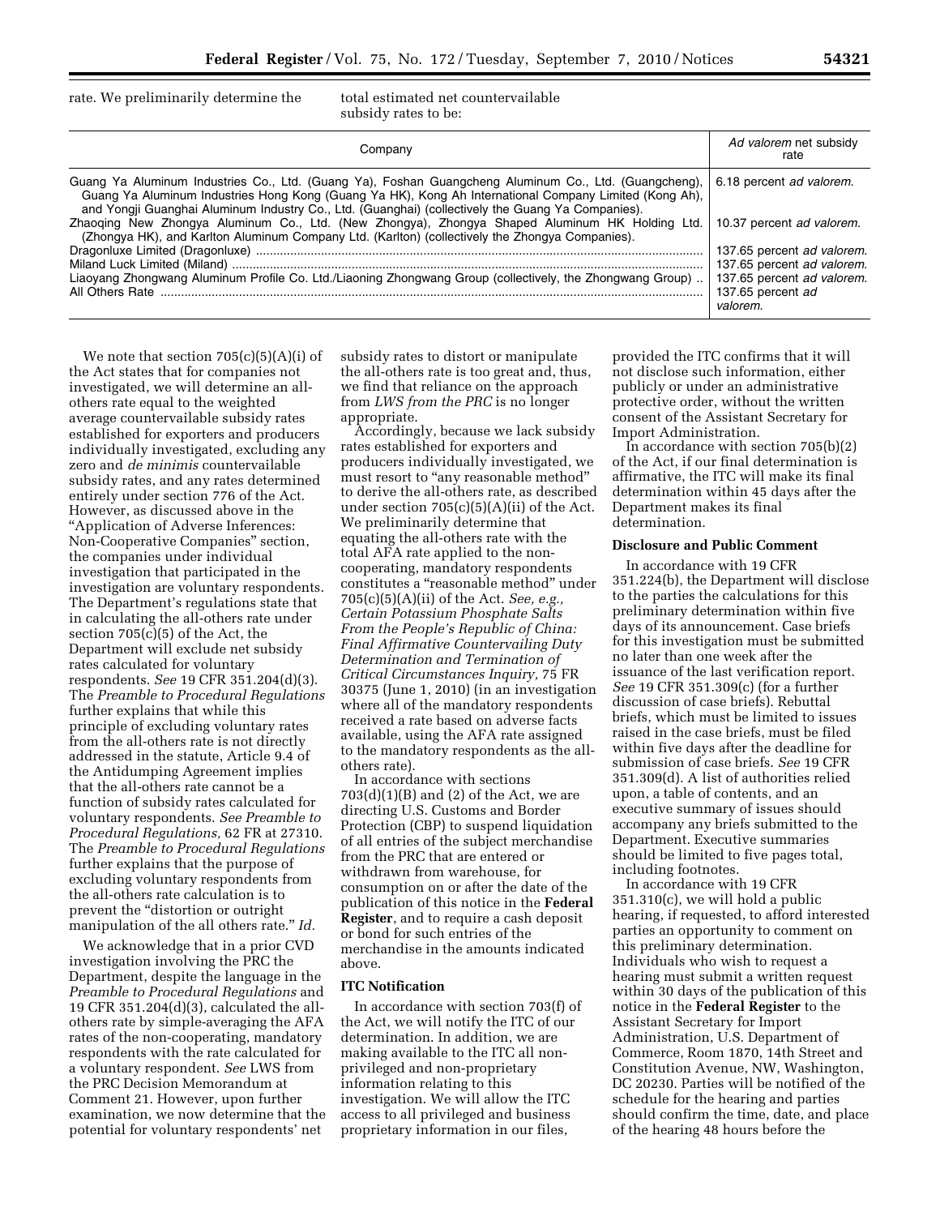rate. We preliminarily determine the total estimated net countervailable subsidy rates to be:

| Company | *Ad valorem* net subsidy rate |
|---|---|
| Guang Ya Aluminum Industries Co., Ltd. (Guang Ya), Foshan Guangcheng Aluminum Co., Ltd. (Guangcheng), Guang Ya Aluminum Industries Hong Kong (Guang Ya HK), Kong Ah International Company Limited (Kong Ah), and Yongji Guanghai Aluminum Industry Co., Ltd. (Guanghai) (collectively the Guang Ya Companies). | 6.18 percent *ad valorem.* |
| Zhaoqing New Zhongya Aluminum Co., Ltd. (New Zhongya), Zhongya Shaped Aluminum HK Holding Ltd. (Zhongya HK), and Karlton Aluminum Company Ltd. (Karlton) (collectively the Zhongya Companies). | 10.37 percent *ad valorem.* |
| Dragonluxe Limited (Dragonluxe) | 137.65 percent *ad valorem.* |
| Miland Luck Limited (Miland) | 137.65 percent *ad valorem.* |
| Liaoyang Zhongwang Aluminum Profile Co. Ltd./Liaoning Zhongwang Group (collectively, the Zhongwang Group) | 137.65 percent *ad valorem.* |
| All Others Rate | 137.65 percent *ad valorem.* |

We note that section 705(c)(5)(A)(i) of the Act states that for companies not investigated, we will determine an all-others rate equal to the weighted average countervailable subsidy rates established for exporters and producers individually investigated, excluding any zero and *de minimis* countervailable subsidy rates, and any rates determined entirely under section 776 of the Act. However, as discussed above in the "Application of Adverse Inferences: Non-Cooperative Companies" section, the companies under individual investigation that participated in the investigation are voluntary respondents. The Department's regulations state that in calculating the all-others rate under section 705(c)(5) of the Act, the Department will exclude net subsidy rates calculated for voluntary respondents. *See* 19 CFR 351.204(d)(3). The *Preamble to Procedural Regulations* further explains that while this principle of excluding voluntary rates from the all-others rate is not directly addressed in the statute, Article 9.4 of the Antidumping Agreement implies that the all-others rate cannot be a function of subsidy rates calculated for voluntary respondents. *See Preamble to Procedural Regulations,* 62 FR at 27310. The *Preamble to Procedural Regulations* further explains that the purpose of excluding voluntary respondents from the all-others rate calculation is to prevent the "distortion or outright manipulation of the all others rate." *Id.*

We acknowledge that in a prior CVD investigation involving the PRC the Department, despite the language in the *Preamble to Procedural Regulations* and 19 CFR 351.204(d)(3), calculated the all-others rate by simple-averaging the AFA rates of the non-cooperating, mandatory respondents with the rate calculated for a voluntary respondent. *See* LWS from the PRC Decision Memorandum at Comment 21. However, upon further examination, we now determine that the potential for voluntary respondents' net subsidy rates to distort or manipulate the all-others rate is too great and, thus, we find that reliance on the approach from *LWS from the PRC* is no longer appropriate.

Accordingly, because we lack subsidy rates established for exporters and producers individually investigated, we must resort to "any reasonable method" to derive the all-others rate, as described under section 705(c)(5)(A)(ii) of the Act. We preliminarily determine that equating the all-others rate with the total AFA rate applied to the non-cooperating, mandatory respondents constitutes a "reasonable method" under 705(c)(5)(A)(ii) of the Act. *See, e.g., Certain Potassium Phosphate Salts From the People's Republic of China: Final Affirmative Countervailing Duty Determination and Termination of Critical Circumstances Inquiry,* 75 FR 30375 (June 1, 2010) (in an investigation where all of the mandatory respondents received a rate based on adverse facts available, using the AFA rate assigned to the mandatory respondents as the all-others rate).

In accordance with sections 703(d)(1)(B) and (2) of the Act, we are directing U.S. Customs and Border Protection (CBP) to suspend liquidation of all entries of the subject merchandise from the PRC that are entered or withdrawn from warehouse, for consumption on or after the date of the publication of this notice in the **Federal Register**, and to require a cash deposit or bond for such entries of the merchandise in the amounts indicated above.

## ITC Notification

In accordance with section 703(f) of the Act, we will notify the ITC of our determination. In addition, we are making available to the ITC all non-privileged and non-proprietary information relating to this investigation. We will allow the ITC access to all privileged and business proprietary information in our files, provided the ITC confirms that it will not disclose such information, either publicly or under an administrative protective order, without the written consent of the Assistant Secretary for Import Administration.

In accordance with section 705(b)(2) of the Act, if our final determination is affirmative, the ITC will make its final determination within 45 days after the Department makes its final determination.

## Disclosure and Public Comment

In accordance with 19 CFR 351.224(b), the Department will disclose to the parties the calculations for this preliminary determination within five days of its announcement. Case briefs for this investigation must be submitted no later than one week after the issuance of the last verification report. *See* 19 CFR 351.309(c) (for a further discussion of case briefs). Rebuttal briefs, which must be limited to issues raised in the case briefs, must be filed within five days after the deadline for submission of case briefs. *See* 19 CFR 351.309(d). A list of authorities relied upon, a table of contents, and an executive summary of issues should accompany any briefs submitted to the Department. Executive summaries should be limited to five pages total, including footnotes.

In accordance with 19 CFR 351.310(c), we will hold a public hearing, if requested, to afford interested parties an opportunity to comment on this preliminary determination. Individuals who wish to request a hearing must submit a written request within 30 days of the publication of this notice in the **Federal Register** to the Assistant Secretary for Import Administration, U.S. Department of Commerce, Room 1870, 14th Street and Constitution Avenue, NW, Washington, DC 20230. Parties will be notified of the schedule for the hearing and parties should confirm the time, date, and place of the hearing 48 hours before the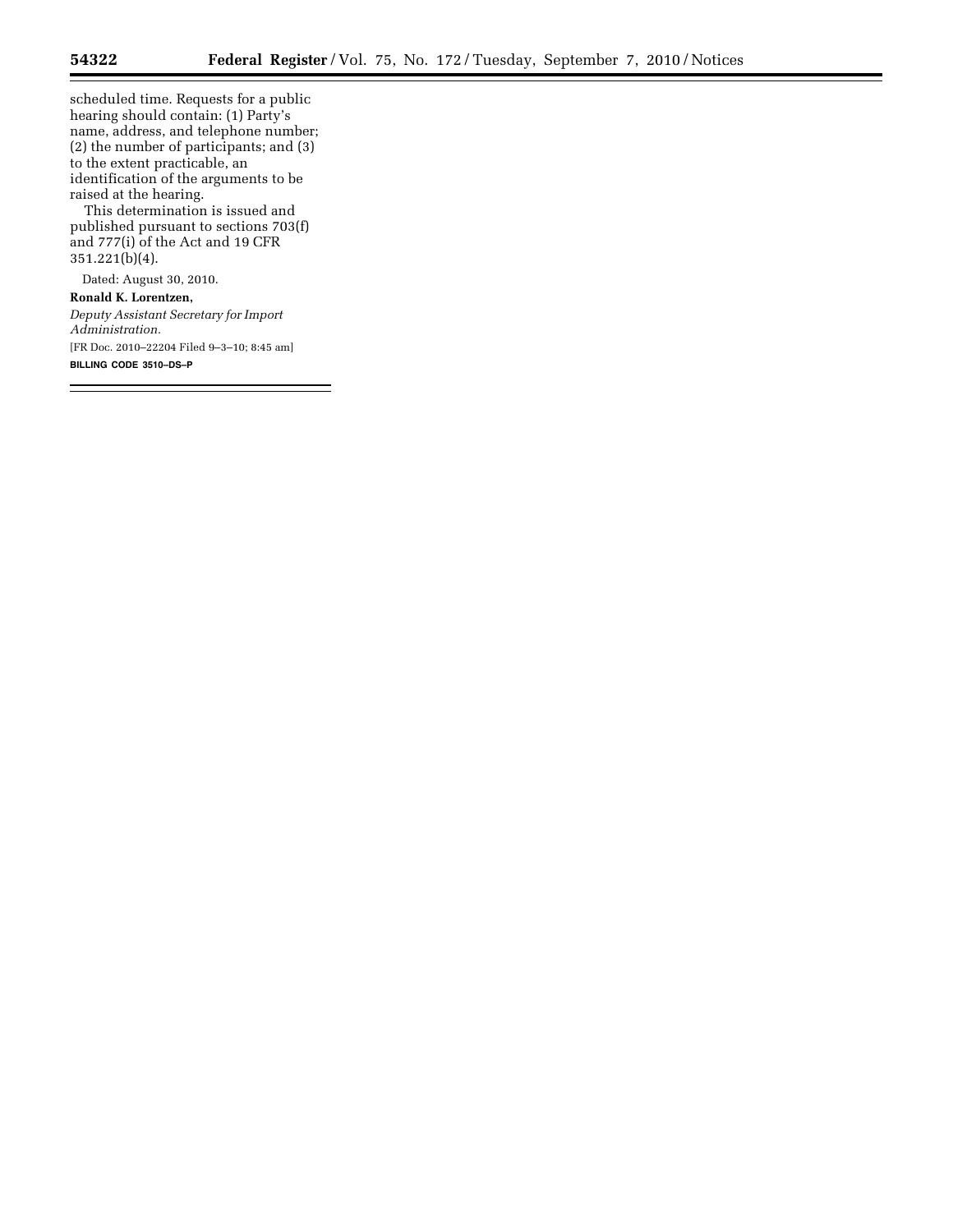scheduled time. Requests for a public hearing should contain: (1) Party's name, address, and telephone number; (2) the number of participants; and (3) to the extent practicable, an identification of the arguments to be raised at the hearing.

This determination is issued and published pursuant to sections 703(f) and 777(i) of the Act and 19 CFR 351.221(b)(4).

Dated: August 30, 2010.

**Ronald K. Lorentzen,**

*Deputy Assistant Secretary for Import Administration.*

[FR Doc. 2010–22204 Filed 9–3–10; 8:45 am]

**BILLING CODE 3510–DS–P**